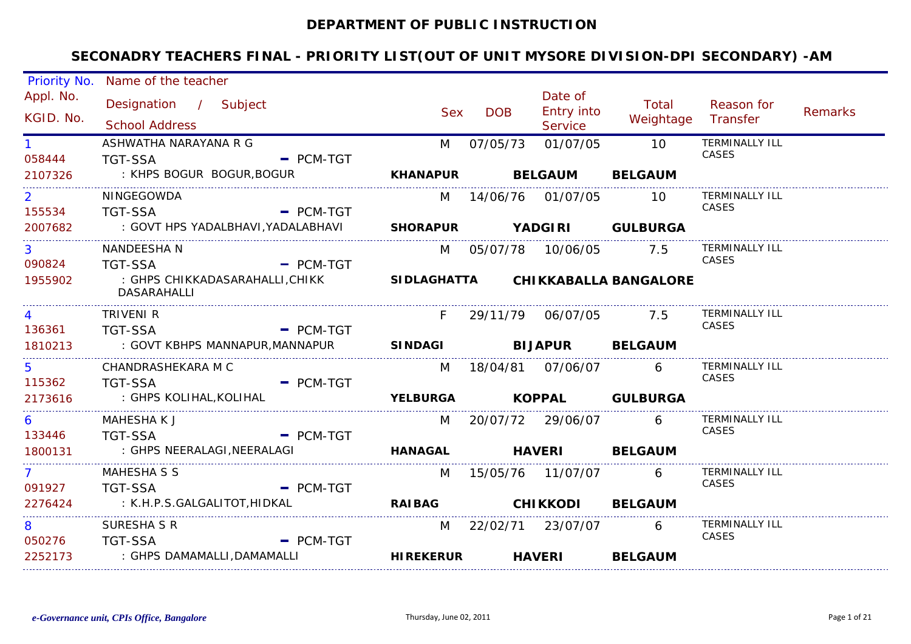# DEPARTMENT OF PUBLIC INSTRUCTION

## SECONADRY TEACHERS FINAL - PRIORITY LIST(OUT OF UNIT MYSORE DIVISION-DPI SECONDARY) -AM

| Priority No. / Appl. No. / KGID. No. | Name of the teacher / Designation / Subject / School Address | Sex | DOB | Date of Entry into Service | Total Weightage | Reason for Transfer | Remarks |
|---|---|---|---|---|---|---|---|
| 1<br>058444<br>2107326 | ASHWATHA NARAYANA R G<br>TGT-SSA - PCM-TGT<br>: KHPS BOGUR BOGUR,BOGUR<br>**KHANAPUR BELGAUM BELGAUM** | M | 07/05/73 | 01/07/05 | 10 | TERMINALLY ILL CASES | |
| 2<br>155534<br>2007682 | NINGEGOWDA<br>TGT-SSA - PCM-TGT<br>: GOVT HPS YADALBHAVI,YADALABHAVI<br>**SHORAPUR YADGIRI GULBURGA** | M | 14/06/76 | 01/07/05 | 10 | TERMINALLY ILL CASES | |
| 3<br>090824<br>1955902 | NANDEESHA N<br>TGT-SSA - PCM-TGT<br>: GHPS CHIKKADASARAHALLI,CHIKK DASARAHALLI<br>**SIDLAGHATTA CHIKKABALLA BANGALORE** | M | 05/07/78 | 10/06/05 | 7.5 | TERMINALLY ILL CASES | |
| 4<br>136361<br>1810213 | TRIVENI R<br>TGT-SSA - PCM-TGT<br>: GOVT KBHPS MANNAPUR,MANNAPUR<br>**SINDAGI BIJAPUR BELGAUM** | F | 29/11/79 | 06/07/05 | 7.5 | TERMINALLY ILL CASES | |
| 5<br>115362<br>2173616 | CHANDRASHEKARA M C<br>TGT-SSA - PCM-TGT<br>: GHPS KOLIHAL,KOLIHAL<br>**YELBURGA KOPPAL GULBURGA** | M | 18/04/81 | 07/06/07 | 6 | TERMINALLY ILL CASES | |
| 6<br>133446<br>1800131 | MAHESHA K J<br>TGT-SSA - PCM-TGT<br>: GHPS NEERALAGI,NEERALAGI<br>**HANAGAL HAVERI BELGAUM** | M | 20/07/72 | 29/06/07 | 6 | TERMINALLY ILL CASES | |
| 7<br>091927<br>2276424 | MAHESHA S S<br>TGT-SSA - PCM-TGT<br>: K.H.P.S.GALGALITOT,HIDKAL<br>**RAIBAG CHIKKODI BELGAUM** | M | 15/05/76 | 11/07/07 | 6 | TERMINALLY ILL CASES | |
| 8<br>050276<br>2252173 | SURESHA S R<br>TGT-SSA - PCM-TGT<br>: GHPS DAMAMALLI,DAMAMALLI<br>**HIREKERUR HAVERI BELGAUM** | M | 22/02/71 | 23/07/07 | 6 | TERMINALLY ILL CASES | |

*e-Governance unit, CPIs Office, Bangalore* Thursday, June 02, 2011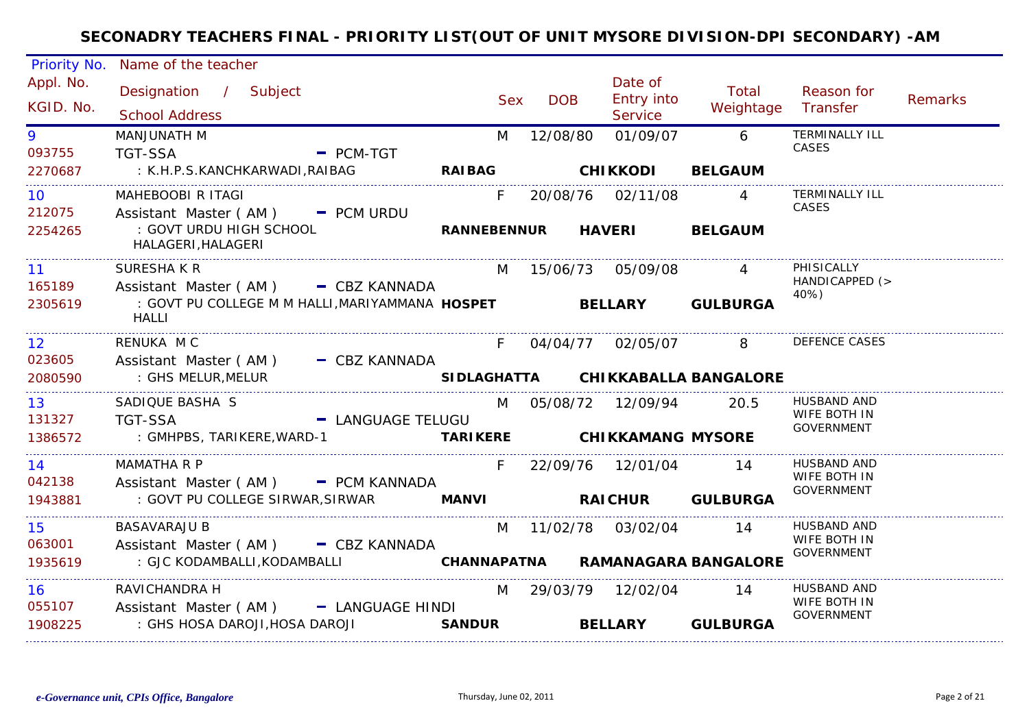# SECONADRY TEACHERS FINAL - PRIORITY LIST(OUT OF UNIT MYSORE DIVISION-DPI SECONDARY) -AM

| Priority No. / Appl. No. / KGID. No. | Name of the teacher / Designation / Subject / School Address | Sex | DOB | Date of Entry into Service | Total Weightage | Reason for Transfer | Remarks |
|---|---|---|---|---|---|---|---|
| 9 / 093755 / 2270687 | MANJUNATH M / TGT-SSA - PCM-TGT / : K.H.P.S.KANCHKARWADI,RAIBAG **RAIBAG CHIKKODI BELGAUM** | M | 12/08/80 | 01/09/07 | 6 | TERMINALLY ILL CASES | |
| 10 / 212075 / 2254265 | MAHEBOOBI R ITAGI / Assistant Master ( AM ) - PCM URDU / : GOVT URDU HIGH SCHOOL HALAGERI,HALAGERI **RANNEBENNUR HAVERI BELGAUM** | F | 20/08/76 | 02/11/08 | 4 | TERMINALLY ILL CASES | |
| 11 / 165189 / 2305619 | SURESHA K R / Assistant Master ( AM ) - CBZ KANNADA / : GOVT PU COLLEGE M M HALLI,MARIYAMMANA HALLI **HOSPET BELLARY GULBURGA** | M | 15/06/73 | 05/09/08 | 4 | PHISICALLY HANDICAPPED (> 40%) | |
| 12 / 023605 / 2080590 | RENUKA M C / Assistant Master ( AM ) - CBZ KANNADA / : GHS MELUR,MELUR **SIDLAGHATTA CHIKKABALLA BANGALORE** | F | 04/04/77 | 02/05/07 | 8 | DEFENCE CASES | |
| 13 / 131327 / 1386572 | SADIQUE BASHA S / TGT-SSA - LANGUAGE TELUGU / : GMHPBS, TARIKERE,WARD-1 **TARIKERE CHIKKAMANG MYSORE** | M | 05/08/72 | 12/09/94 | 20.5 | HUSBAND AND WIFE BOTH IN GOVERNMENT | |
| 14 / 042138 / 1943881 | MAMATHA R P / Assistant Master ( AM ) - PCM KANNADA / : GOVT PU COLLEGE SIRWAR,SIRWAR **MANVI RAICHUR GULBURGA** | F | 22/09/76 | 12/01/04 | 14 | HUSBAND AND WIFE BOTH IN GOVERNMENT | |
| 15 / 063001 / 1935619 | BASAVARAJU B / Assistant Master ( AM ) - CBZ KANNADA / : GJC KODAMBALLI,KODAMBALLI **CHANNAPATNA RAMANAGARA BANGALORE** | M | 11/02/78 | 03/02/04 | 14 | HUSBAND AND WIFE BOTH IN GOVERNMENT | |
| 16 / 055107 / 1908225 | RAVICHANDRA H / Assistant Master ( AM ) - LANGUAGE HINDI / : GHS HOSA DAROJI,HOSA DAROJI **SANDUR BELLARY GULBURGA** | M | 29/03/79 | 12/02/04 | 14 | HUSBAND AND WIFE BOTH IN GOVERNMENT | |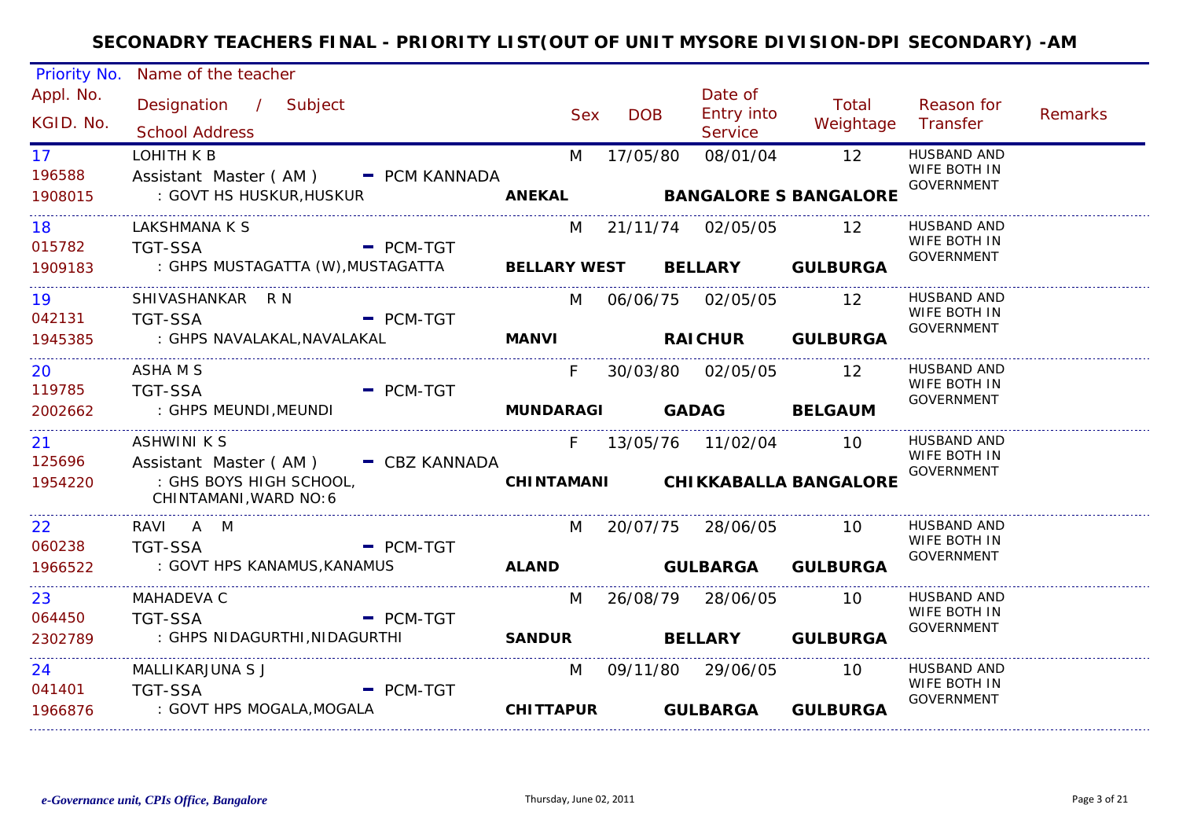# SECONADRY TEACHERS FINAL - PRIORITY LIST(OUT OF UNIT MYSORE DIVISION-DPI SECONDARY) -AM

| Priority No. / Appl. No. / KGID. No. | Name of the teacher / Designation / Subject / School Address | | Sex | DOB | Date of Entry into Service | Total Weightage | Reason for Transfer | Remarks |
|---|---|---|---|---|---|---|---|---|
| 17<br>196588<br>1908015 | LOHITH K B<br>Assistant Master ( AM ) - PCM KANNADA<br>: GOVT HS HUSKUR,HUSKUR | **ANEKAL** | M | 17/05/80 | 08/01/04<br>**BANGALORE S** | 12<br>**BANGALORE** | HUSBAND AND WIFE BOTH IN GOVERNMENT | |
| 18<br>015782<br>1909183 | LAKSHMANA K S<br>TGT-SSA - PCM-TGT<br>: GHPS MUSTAGATTA (W),MUSTAGATTA | **BELLARY WEST** | M | 21/11/74 | 02/05/05<br>**BELLARY** | 12<br>**GULBURGA** | HUSBAND AND WIFE BOTH IN GOVERNMENT | |
| 19<br>042131<br>1945385 | SHIVASHANKAR R N<br>TGT-SSA - PCM-TGT<br>: GHPS NAVALAKAL,NAVALAKAL | **MANVI** | M | 06/06/75 | 02/05/05<br>**RAICHUR** | 12<br>**GULBURGA** | HUSBAND AND WIFE BOTH IN GOVERNMENT | |
| 20<br>119785<br>2002662 | ASHA M S<br>TGT-SSA - PCM-TGT<br>: GHPS MEUNDI,MEUNDI | **MUNDARAGI** | F | 30/03/80 | 02/05/05<br>**GADAG** | 12<br>**BELGAUM** | HUSBAND AND WIFE BOTH IN GOVERNMENT | |
| 21<br>125696<br>1954220 | ASHWINI K S<br>Assistant Master ( AM ) - CBZ KANNADA<br>: GHS BOYS HIGH SCHOOL, CHINTAMANI,WARD NO:6 | **CHINTAMANI** | F | 13/05/76 | 11/02/04<br>**CHIKKABALLA** | 10<br>**BANGALORE** | HUSBAND AND WIFE BOTH IN GOVERNMENT | |
| 22<br>060238<br>1966522 | RAVI A M<br>TGT-SSA - PCM-TGT<br>: GOVT HPS KANAMUS,KANAMUS | **ALAND** | M | 20/07/75 | 28/06/05<br>**GULBARGA** | 10<br>**GULBURGA** | HUSBAND AND WIFE BOTH IN GOVERNMENT | |
| 23<br>064450<br>2302789 | MAHADEVA C<br>TGT-SSA - PCM-TGT<br>: GHPS NIDAGURTHI,NIDAGURTHI | **SANDUR** | M | 26/08/79 | 28/06/05<br>**BELLARY** | 10<br>**GULBURGA** | HUSBAND AND WIFE BOTH IN GOVERNMENT | |
| 24<br>041401<br>1966876 | MALLIKARJUNA S J<br>TGT-SSA - PCM-TGT<br>: GOVT HPS MOGALA,MOGALA | **CHITTAPUR** | M | 09/11/80 | 29/06/05<br>**GULBARGA** | 10<br>**GULBURGA** | HUSBAND AND WIFE BOTH IN GOVERNMENT | |

*e-Governance unit, CPIs Office, Bangalore* Thursday, June 02, 2011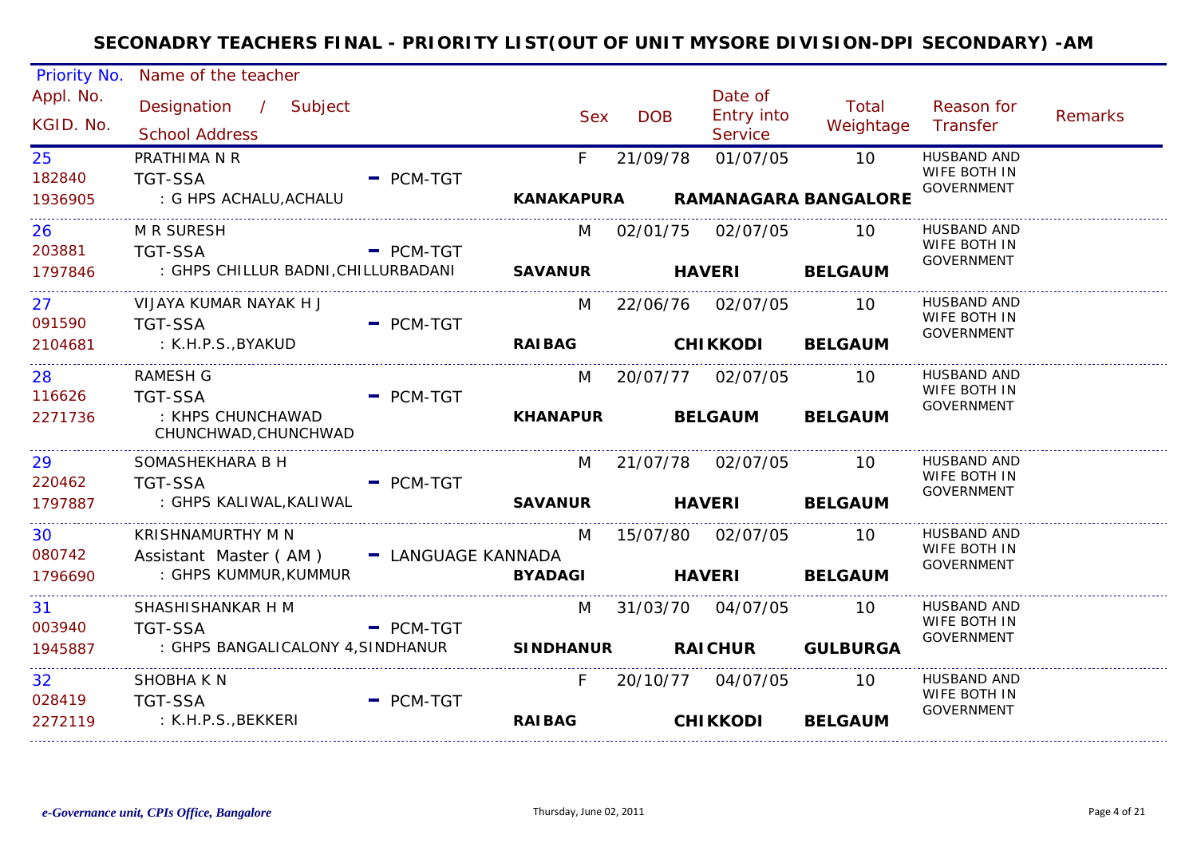## SECONADRY TEACHERS FINAL - PRIORITY LIST(OUT OF UNIT MYSORE DIVISION-DPI SECONDARY) -AM

| Priority No. / Appl. No. / KGID. No. | Name of the teacher / Designation / Subject / School Address | | Sex | DOB | Date of Entry into Service | Total Weightage | Reason for Transfer | Remarks |
|---|---|---|---|---|---|---|---|---|
| 25<br>182840<br>1936905 | PRATHIMA N R<br>TGT-SSA<br>: G HPS ACHALU,ACHALU | - PCM-TGT<br>**KANAKAPURA** | F | 21/09/78 | 01/07/05<br>**RAMANAGARA** | 10<br>**BANGALORE** | HUSBAND AND WIFE BOTH IN GOVERNMENT | |
| 26<br>203881<br>1797846 | M R SURESH<br>TGT-SSA<br>: GHPS CHILLUR BADNI,CHILLURBADANI | - PCM-TGT<br>**SAVANUR** | M | 02/01/75 | 02/07/05<br>**HAVERI** | 10<br>**BELGAUM** | HUSBAND AND WIFE BOTH IN GOVERNMENT | |
| 27<br>091590<br>2104681 | VIJAYA KUMAR NAYAK H J<br>TGT-SSA<br>: K.H.P.S.,BYAKUD | - PCM-TGT<br>**RAIBAG** | M | 22/06/76 | 02/07/05<br>**CHIKKODI** | 10<br>**BELGAUM** | HUSBAND AND WIFE BOTH IN GOVERNMENT | |
| 28<br>116626<br>2271736 | RAMESH G<br>TGT-SSA<br>: KHPS CHUNCHAWAD CHUNCHWAD,CHUNCHWAD | - PCM-TGT<br>**KHANAPUR** | M | 20/07/77 | 02/07/05<br>**BELGAUM** | 10<br>**BELGAUM** | HUSBAND AND WIFE BOTH IN GOVERNMENT | |
| 29<br>220462<br>1797887 | SOMASHEKHARA B H<br>TGT-SSA<br>: GHPS KALIWAL,KALIWAL | - PCM-TGT<br>**SAVANUR** | M | 21/07/78 | 02/07/05<br>**HAVERI** | 10<br>**BELGAUM** | HUSBAND AND WIFE BOTH IN GOVERNMENT | |
| 30<br>080742<br>1796690 | KRISHNAMURTHY M N<br>Assistant Master ( AM )<br>: GHPS KUMMUR,KUMMUR | - LANGUAGE KANNADA<br>**BYADAGI** | M | 15/07/80 | 02/07/05<br>**HAVERI** | 10<br>**BELGAUM** | HUSBAND AND WIFE BOTH IN GOVERNMENT | |
| 31<br>003940<br>1945887 | SHASHISHANKAR H M<br>TGT-SSA<br>: GHPS BANGALICALONY 4,SINDHANUR | - PCM-TGT<br>**SINDHANUR** | M | 31/03/70 | 04/07/05<br>**RAICHUR** | 10<br>**GULBURGA** | HUSBAND AND WIFE BOTH IN GOVERNMENT | |
| 32<br>028419<br>2272119 | SHOBHA K N<br>TGT-SSA<br>: K.H.P.S.,BEKKERI | - PCM-TGT<br>**RAIBAG** | F | 20/10/77 | 04/07/05<br>**CHIKKODI** | 10<br>**BELGAUM** | HUSBAND AND WIFE BOTH IN GOVERNMENT | |

*e-Governance unit, CPIs Office, Bangalore* — Thursday, June 02, 2011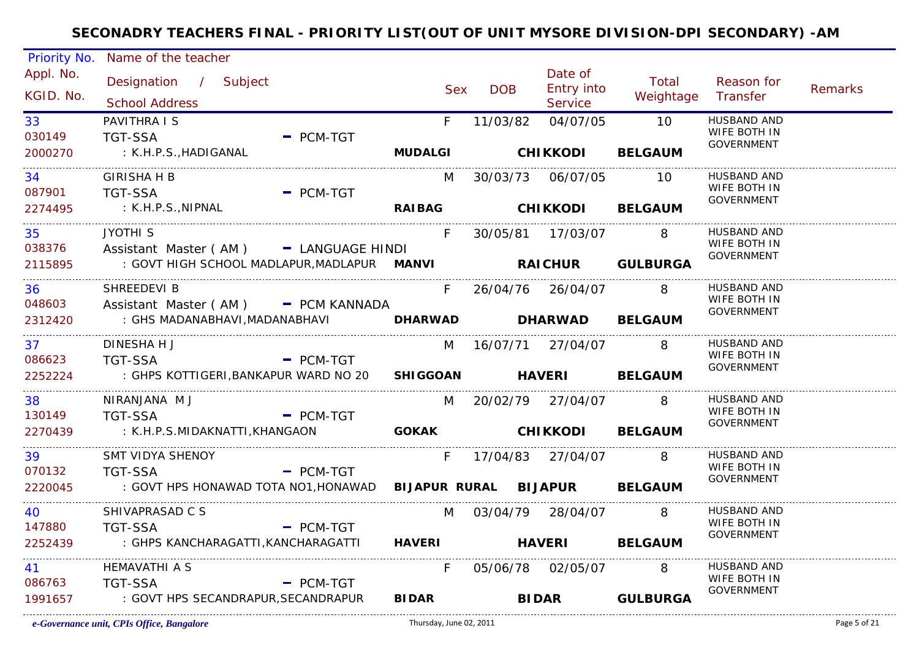## SECONADRY TEACHERS FINAL - PRIORITY LIST(OUT OF UNIT MYSORE DIVISION-DPI SECONDARY) -AM

| Priority No. / Appl. No. / KGID. No. | Name of the teacher / Designation / Subject / School Address | | Sex | DOB | Date of Entry into Service | Total Weightage | Reason for Transfer | Remarks |
|---|---|---|---|---|---|---|---|---|
| 33<br>030149<br>2000270 | PAVITHRA I S<br>TGT-SSA - PCM-TGT<br>: K.H.P.S.,HADIGANAL | MUDALGI | F | 11/03/82 | 04/07/05<br>CHIKKODI | 10<br>BELGAUM | HUSBAND AND WIFE BOTH IN GOVERNMENT | |
| 34<br>087901<br>2274495 | GIRISHA H B<br>TGT-SSA - PCM-TGT<br>: K.H.P.S.,NIPNAL | RAIBAG | M | 30/03/73 | 06/07/05<br>CHIKKODI | 10<br>BELGAUM | HUSBAND AND WIFE BOTH IN GOVERNMENT | |
| 35<br>038376<br>2115895 | JYOTHI S<br>Assistant Master ( AM ) - LANGUAGE HINDI<br>: GOVT HIGH SCHOOL MADLAPUR,MADLAPUR | MANVI | F | 30/05/81 | 17/03/07<br>RAICHUR | 8<br>GULBURGA | HUSBAND AND WIFE BOTH IN GOVERNMENT | |
| 36<br>048603<br>2312420 | SHREEDEVI B<br>Assistant Master ( AM ) - PCM KANNADA<br>: GHS MADANABHAVI,MADANABHAVI | DHARWAD | F | 26/04/76 | 26/04/07<br>DHARWAD | 8<br>BELGAUM | HUSBAND AND WIFE BOTH IN GOVERNMENT | |
| 37<br>086623<br>2252224 | DINESHA H J<br>TGT-SSA - PCM-TGT<br>: GHPS KOTTIGERI,BANKAPUR WARD NO 20 | SHIGGOAN | M | 16/07/71 | 27/04/07<br>HAVERI | 8<br>BELGAUM | HUSBAND AND WIFE BOTH IN GOVERNMENT | |
| 38<br>130149<br>2270439 | NIRANJANA M J<br>TGT-SSA - PCM-TGT<br>: K.H.P.S.MIDAKNATTI,KHANGAON | GOKAK | M | 20/02/79 | 27/04/07<br>CHIKKODI | 8<br>BELGAUM | HUSBAND AND WIFE BOTH IN GOVERNMENT | |
| 39<br>070132<br>2220045 | SMT VIDYA SHENOY<br>TGT-SSA - PCM-TGT<br>: GOVT HPS HONAWAD TOTA NO1,HONAWAD | BIJAPUR RURAL | F | 17/04/83 | 27/04/07<br>BIJAPUR | 8<br>BELGAUM | HUSBAND AND WIFE BOTH IN GOVERNMENT | |
| 40<br>147880<br>2252439 | SHIVAPRASAD C S<br>TGT-SSA - PCM-TGT<br>: GHPS KANCHARAGATTI,KANCHARAGATTI | HAVERI | M | 03/04/79 | 28/04/07<br>HAVERI | 8<br>BELGAUM | HUSBAND AND WIFE BOTH IN GOVERNMENT | |
| 41<br>086763<br>1991657 | HEMAVATHI A S<br>TGT-SSA - PCM-TGT<br>: GOVT HPS SECANDRAPUR,SECANDRAPUR | BIDAR | F | 05/06/78 | 02/05/07<br>BIDAR | 8<br>GULBURGA | HUSBAND AND WIFE BOTH IN GOVERNMENT | |

*e-Governance unit, CPIs Office, Bangalore* Thursday, June 02, 2011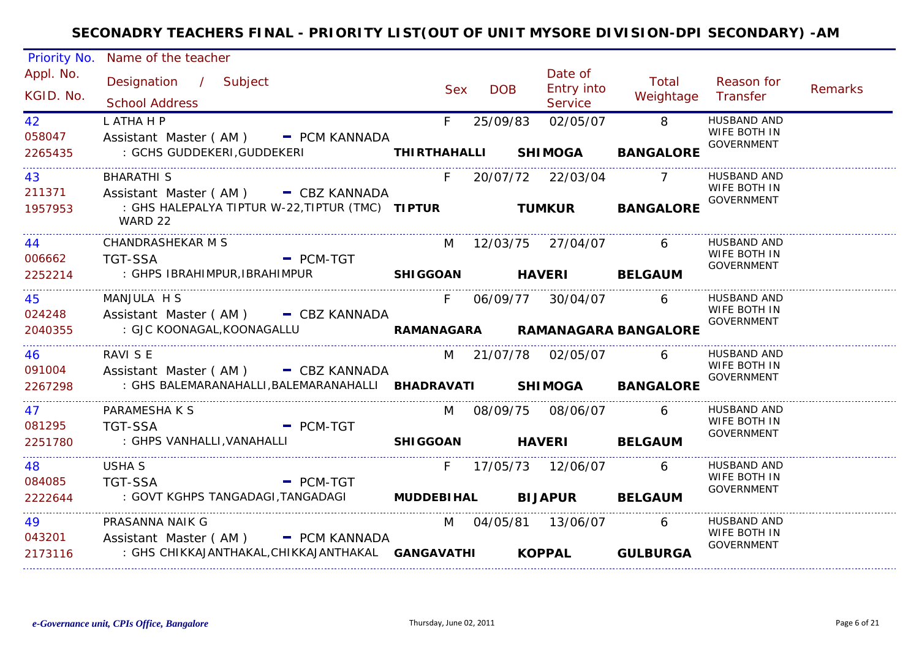# SECONADRY TEACHERS FINAL - PRIORITY LIST(OUT OF UNIT MYSORE DIVISION-DPI SECONDARY) -AM

| Priority No. / Appl. No. / KGID. No. | Name of the teacher / Designation / Subject / School Address | Sex | DOB | Date of Entry into Service | Total Weightage | Reason for Transfer | Remarks |
|---|---|---|---|---|---|---|---|
| 42<br>058047<br>2265435 | L ATHA H P<br>Assistant Master ( AM ) - PCM KANNADA<br>: GCHS GUDDEKERI,GUDDEKERI<br>**THIRTHAHALLI SHIMOGA BANGALORE** | F | 25/09/83 | 02/05/07 | 8 | HUSBAND AND WIFE BOTH IN GOVERNMENT | |
| 43<br>211371<br>1957953 | BHARATHI S<br>Assistant Master ( AM ) - CBZ KANNADA<br>: GHS HALEPALYA TIPTUR W-22,TIPTUR (TMC) WARD 22<br>**TIPTUR TUMKUR BANGALORE** | F | 20/07/72 | 22/03/04 | 7 | HUSBAND AND WIFE BOTH IN GOVERNMENT | |
| 44<br>006662<br>2252214 | CHANDRASHEKAR M S<br>TGT-SSA - PCM-TGT<br>: GHPS IBRAHIMPUR,IBRAHIMPUR<br>**SHIGGOAN HAVERI BELGAUM** | M | 12/03/75 | 27/04/07 | 6 | HUSBAND AND WIFE BOTH IN GOVERNMENT | |
| 45<br>024248<br>2040355 | MANJULA H S<br>Assistant Master ( AM ) - CBZ KANNADA<br>: GJC KOONAGAL,KOONAGALLU<br>**RAMANAGARA RAMANAGARA BANGALORE** | F | 06/09/77 | 30/04/07 | 6 | HUSBAND AND WIFE BOTH IN GOVERNMENT | |
| 46<br>091004<br>2267298 | RAVI S E<br>Assistant Master ( AM ) - CBZ KANNADA<br>: GHS BALEMARANAHALLI,BALEMARANAHALLI<br>**BHADRAVATI SHIMOGA BANGALORE** | M | 21/07/78 | 02/05/07 | 6 | HUSBAND AND WIFE BOTH IN GOVERNMENT | |
| 47<br>081295<br>2251780 | PARAMESHA K S<br>TGT-SSA - PCM-TGT<br>: GHPS VANHALLI,VANAHALLI<br>**SHIGGOAN HAVERI BELGAUM** | M | 08/09/75 | 08/06/07 | 6 | HUSBAND AND WIFE BOTH IN GOVERNMENT | |
| 48<br>084085<br>2222644 | USHA S<br>TGT-SSA - PCM-TGT<br>: GOVT KGHPS TANGADAGI,TANGADAGI<br>**MUDDEBIHAL BIJAPUR BELGAUM** | F | 17/05/73 | 12/06/07 | 6 | HUSBAND AND WIFE BOTH IN GOVERNMENT | |
| 49<br>043201<br>2173116 | PRASANNA NAIK G<br>Assistant Master ( AM ) - PCM KANNADA<br>: GHS CHIKKAJANTHAKAL,CHIKKAJANTHAKAL<br>**GANGAVATHI KOPPAL GULBURGA** | M | 04/05/81 | 13/06/07 | 6 | HUSBAND AND WIFE BOTH IN GOVERNMENT | |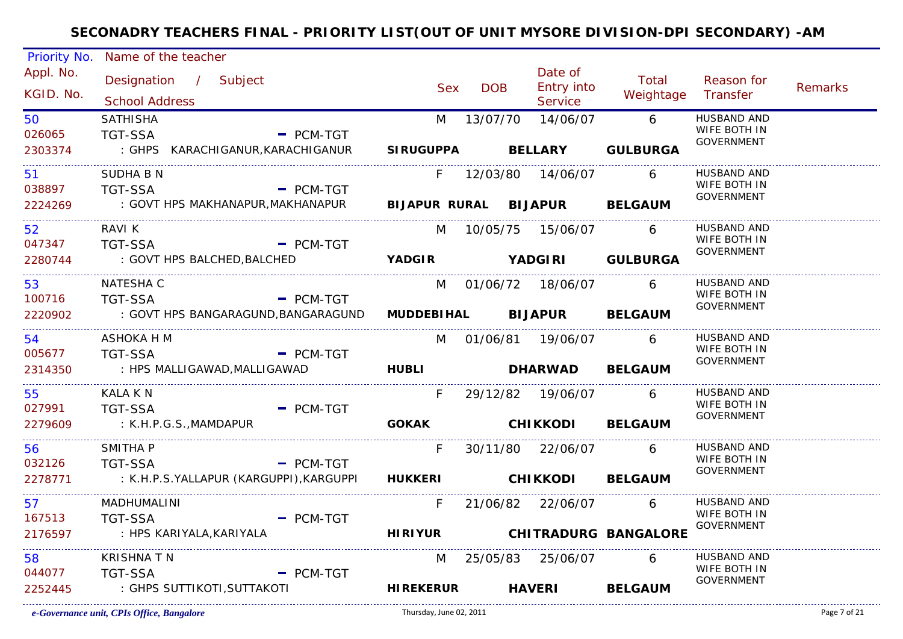# SECONADRY TEACHERS FINAL - PRIORITY LIST(OUT OF UNIT MYSORE DIVISION-DPI SECONDARY) -AM

| Priority No. / Appl. No. / KGID. No. | Name of the teacher / Designation / Subject / School Address | Sex | DOB | Date of Entry into Service | Total Weightage | Reason for Transfer | Remarks |
|---|---|---|---|---|---|---|---|
| 50<br>026065<br>2303374 | SATHISHA<br>TGT-SSA - PCM-TGT<br>: GHPS KARACHIGANUR,KARACHIGANUR SIRUGUPPA BELLARY GULBURGA | M | 13/07/70 | 14/06/07 | 6 | HUSBAND AND WIFE BOTH IN GOVERNMENT | |
| 51<br>038897<br>2224269 | SUDHA B N<br>TGT-SSA - PCM-TGT<br>: GOVT HPS MAKHANAPUR,MAKHANAPUR BIJAPUR RURAL BIJAPUR BELGAUM | F | 12/03/80 | 14/06/07 | 6 | HUSBAND AND WIFE BOTH IN GOVERNMENT | |
| 52<br>047347<br>2280744 | RAVI K<br>TGT-SSA - PCM-TGT<br>: GOVT HPS BALCHED,BALCHED YADGIR YADGIRI GULBURGA | M | 10/05/75 | 15/06/07 | 6 | HUSBAND AND WIFE BOTH IN GOVERNMENT | |
| 53<br>100716<br>2220902 | NATESHA C<br>TGT-SSA - PCM-TGT<br>: GOVT HPS BANGARAGUND,BANGARAGUND MUDDEBIHAL BIJAPUR BELGAUM | M | 01/06/72 | 18/06/07 | 6 | HUSBAND AND WIFE BOTH IN GOVERNMENT | |
| 54<br>005677<br>2314350 | ASHOKA H M<br>TGT-SSA - PCM-TGT<br>: HPS MALLIGAWAD,MALLIGAWAD HUBLI DHARWAD BELGAUM | M | 01/06/81 | 19/06/07 | 6 | HUSBAND AND WIFE BOTH IN GOVERNMENT | |
| 55<br>027991<br>2279609 | KALA K N<br>TGT-SSA - PCM-TGT<br>: K.H.P.G.S.,MAMDAPUR GOKAK CHIKKODI BELGAUM | F | 29/12/82 | 19/06/07 | 6 | HUSBAND AND WIFE BOTH IN GOVERNMENT | |
| 56<br>032126<br>2278771 | SMITHA P<br>TGT-SSA - PCM-TGT<br>: K.H.P.S.YALLAPUR (KARGUPPI),KARGUPPI HUKKERI CHIKKODI BELGAUM | F | 30/11/80 | 22/06/07 | 6 | HUSBAND AND WIFE BOTH IN GOVERNMENT | |
| 57<br>167513<br>2176597 | MADHUMALINI<br>TGT-SSA - PCM-TGT<br>: HPS KARIYALA,KARIYALA HIRIYUR CHITRADURG BANGALORE | F | 21/06/82 | 22/06/07 | 6 | HUSBAND AND WIFE BOTH IN GOVERNMENT | |
| 58<br>044077<br>2252445 | KRISHNA T N<br>TGT-SSA - PCM-TGT<br>: GHPS SUTTIKOTI,SUTTAKOTI HIREKERUR HAVERI BELGAUM | M | 25/05/83 | 25/06/07 | 6 | HUSBAND AND WIFE BOTH IN GOVERNMENT | |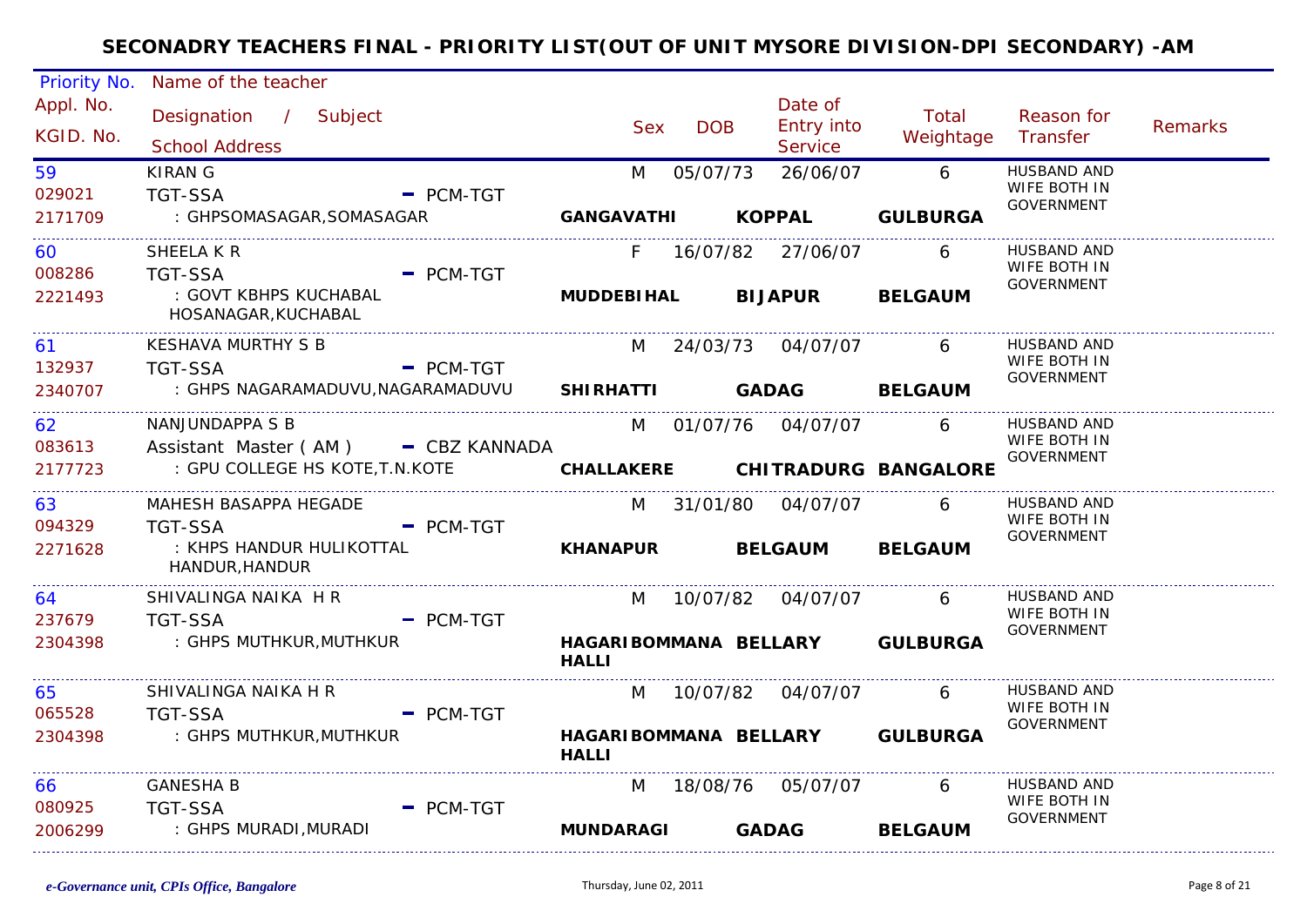# SECONADRY TEACHERS FINAL - PRIORITY LIST(OUT OF UNIT MYSORE DIVISION-DPI SECONDARY) -AM

| Priority No. / Appl. No. / KGID. No. | Name of the teacher / Designation / Subject / School Address | Sex | DOB | Date of Entry into Service | Total Weightage | Reason for Transfer | Remarks |
|---|---|---|---|---|---|---|---|
| 59 / 029021 / 2171709 | KIRAN G / TGT-SSA - PCM-TGT / : GHPSOMASAGAR,SOMASAGAR / **GANGAVATHI** **KOPPAL** **GULBURGA** | M | 05/07/73 | 26/06/07 | 6 | HUSBAND AND WIFE BOTH IN GOVERNMENT | |
| 60 / 008286 / 2221493 | SHEELA K R / TGT-SSA - PCM-TGT / : GOVT KBHPS KUCHABAL HOSANAGAR,KUCHABAL / **MUDDEBIHAL** **BIJAPUR** **BELGAUM** | F | 16/07/82 | 27/06/07 | 6 | HUSBAND AND WIFE BOTH IN GOVERNMENT | |
| 61 / 132937 / 2340707 | KESHAVA MURTHY S B / TGT-SSA - PCM-TGT / : GHPS NAGARAMADUVU,NAGARAMADUVU / **SHIRHATTI** **GADAG** **BELGAUM** | M | 24/03/73 | 04/07/07 | 6 | HUSBAND AND WIFE BOTH IN GOVERNMENT | |
| 62 / 083613 / 2177723 | NANJUNDAPPA S B / Assistant Master ( AM ) - CBZ KANNADA / : GPU COLLEGE HS KOTE,T.N.KOTE / **CHALLAKERE** **CHITRADURG** **BANGALORE** | M | 01/07/76 | 04/07/07 | 6 | HUSBAND AND WIFE BOTH IN GOVERNMENT | |
| 63 / 094329 / 2271628 | MAHESH BASAPPA HEGADE / TGT-SSA - PCM-TGT / : KHPS HANDUR HULIKOTTAL HANDUR,HANDUR / **KHANAPUR** **BELGAUM** **BELGAUM** | M | 31/01/80 | 04/07/07 | 6 | HUSBAND AND WIFE BOTH IN GOVERNMENT | |
| 64 / 237679 / 2304398 | SHIVALINGA NAIKA H R / TGT-SSA - PCM-TGT / : GHPS MUTHKUR,MUTHKUR / **HAGARIBOMMANA HALLI** **BELLARY** **GULBURGA** | M | 10/07/82 | 04/07/07 | 6 | HUSBAND AND WIFE BOTH IN GOVERNMENT | |
| 65 / 065528 / 2304398 | SHIVALINGA NAIKA H R / TGT-SSA - PCM-TGT / : GHPS MUTHKUR,MUTHKUR / **HAGARIBOMMANA HALLI** **BELLARY** **GULBURGA** | M | 10/07/82 | 04/07/07 | 6 | HUSBAND AND WIFE BOTH IN GOVERNMENT | |
| 66 / 080925 / 2006299 | GANESHA B / TGT-SSA - PCM-TGT / : GHPS MURADI,MURADI / **MUNDARAGI** **GADAG** **BELGAUM** | M | 18/08/76 | 05/07/07 | 6 | HUSBAND AND WIFE BOTH IN GOVERNMENT | |

*e-Governance unit, CPIs Office, Bangalore* Thursday, June 02, 2011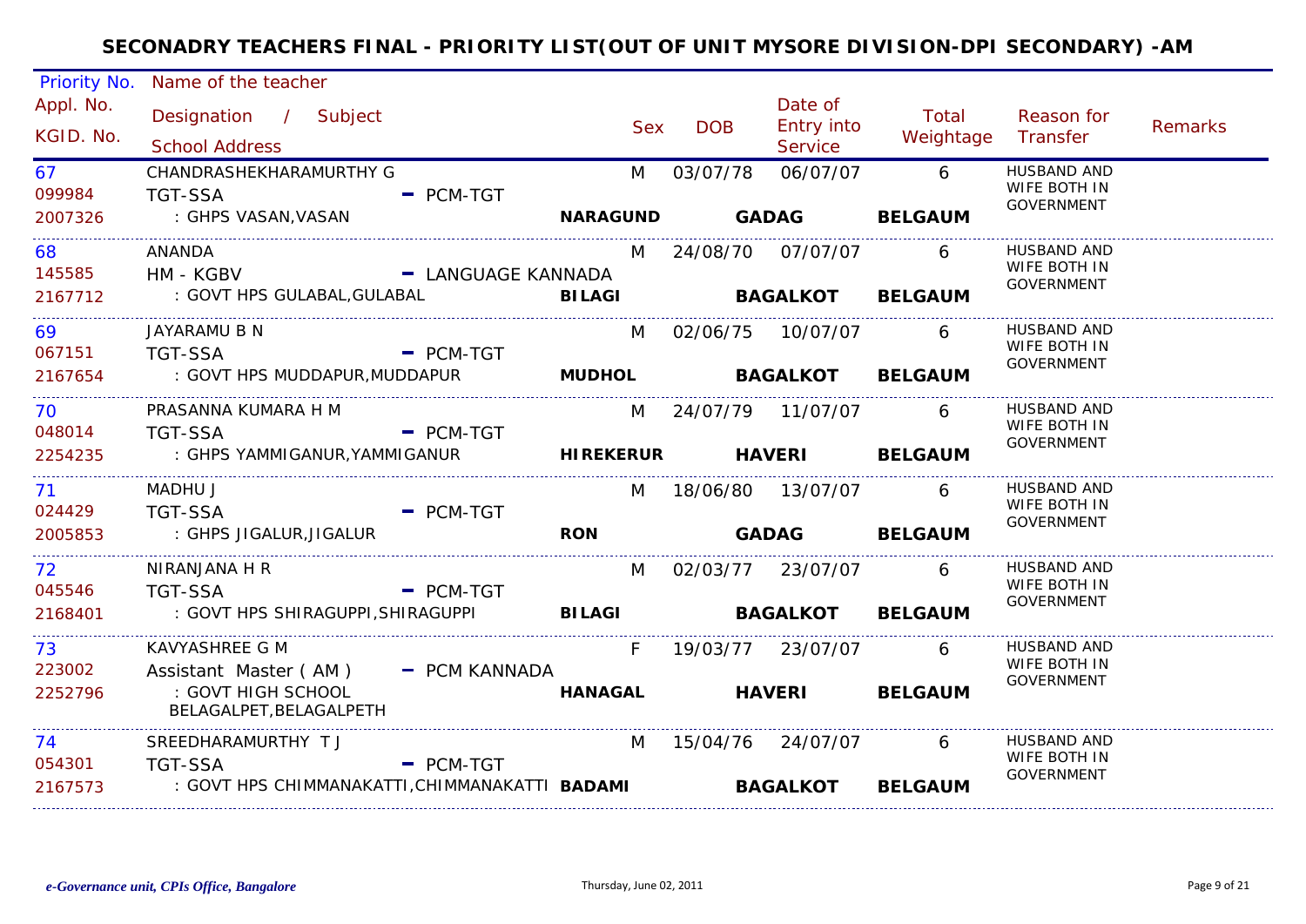# SECONADRY TEACHERS FINAL - PRIORITY LIST(OUT OF UNIT MYSORE DIVISION-DPI SECONDARY) -AM

| Priority No. / Appl. No. / KGID. No. | Name of the teacher / Designation / Subject / School Address | | Sex | DOB | Date of Entry into Service | Total Weightage | Reason for Transfer | Remarks |
|---|---|---|---|---|---|---|---|---|
| 67 / 099984 / 2007326 | CHANDRASHEKHARAMURTHY G / TGT-SSA - PCM-TGT / : GHPS VASAN,VASAN | **NARAGUND** | M | 03/07/78 | 06/07/07 **GADAG** | 6 **BELGAUM** | HUSBAND AND WIFE BOTH IN GOVERNMENT | |
| 68 / 145585 / 2167712 | ANANDA / HM - KGBV - LANGUAGE KANNADA / : GOVT HPS GULABAL,GULABAL | **BILAGI** | M | 24/08/70 | 07/07/07 **BAGALKOT** | 6 **BELGAUM** | HUSBAND AND WIFE BOTH IN GOVERNMENT | |
| 69 / 067151 / 2167654 | JAYARAMU B N / TGT-SSA - PCM-TGT / : GOVT HPS MUDDAPUR,MUDDAPUR | **MUDHOL** | M | 02/06/75 | 10/07/07 **BAGALKOT** | 6 **BELGAUM** | HUSBAND AND WIFE BOTH IN GOVERNMENT | |
| 70 / 048014 / 2254235 | PRASANNA KUMARA H M / TGT-SSA - PCM-TGT / : GHPS YAMMIGANUR,YAMMIGANUR | **HIREKERUR** | M | 24/07/79 | 11/07/07 **HAVERI** | 6 **BELGAUM** | HUSBAND AND WIFE BOTH IN GOVERNMENT | |
| 71 / 024429 / 2005853 | MADHU J / TGT-SSA - PCM-TGT / : GHPS JIGALUR,JIGALUR | **RON** | M | 18/06/80 | 13/07/07 **GADAG** | 6 **BELGAUM** | HUSBAND AND WIFE BOTH IN GOVERNMENT | |
| 72 / 045546 / 2168401 | NIRANJANA H R / TGT-SSA - PCM-TGT / : GOVT HPS SHIRAGUPPI,SHIRAGUPPI | **BILAGI** | M | 02/03/77 | 23/07/07 **BAGALKOT** | 6 **BELGAUM** | HUSBAND AND WIFE BOTH IN GOVERNMENT | |
| 73 / 223002 / 2252796 | KAVYASHREE G M / Assistant Master ( AM ) - PCM KANNADA / : GOVT HIGH SCHOOL BELAGALPET,BELAGALPETH | **HANAGAL** | F | 19/03/77 | 23/07/07 **HAVERI** | 6 **BELGAUM** | HUSBAND AND WIFE BOTH IN GOVERNMENT | |
| 74 / 054301 / 2167573 | SREEDHARAMURTHY T J / TGT-SSA - PCM-TGT / : GOVT HPS CHIMMANAKATTI,CHIMMANAKATTI | **BADAMI** | M | 15/04/76 | 24/07/07 **BAGALKOT** | 6 **BELGAUM** | HUSBAND AND WIFE BOTH IN GOVERNMENT | |

*e-Governance unit, CPIs Office, Bangalore* Thursday, June 02, 2011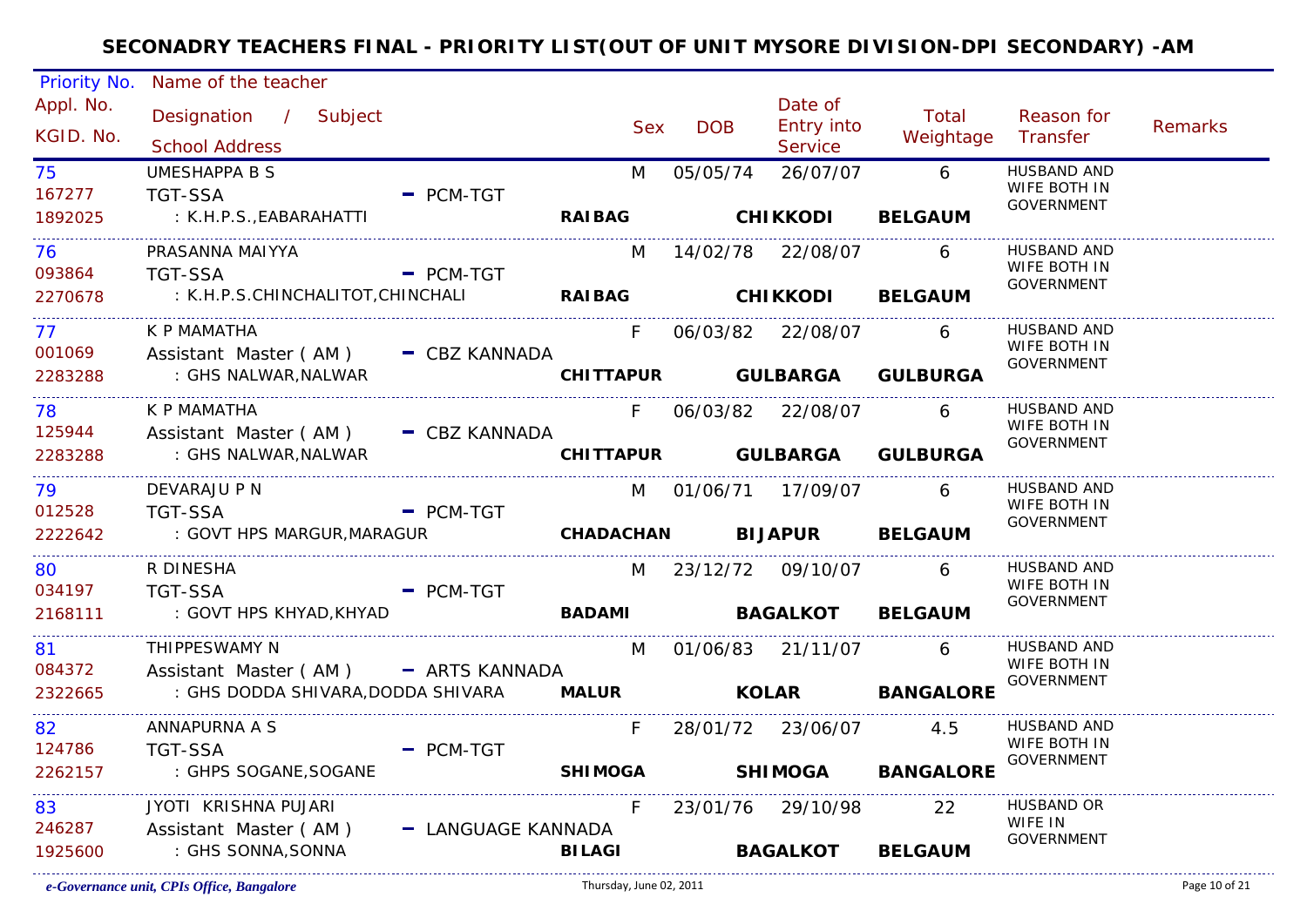# SECONADRY TEACHERS FINAL - PRIORITY LIST(OUT OF UNIT MYSORE DIVISION-DPI SECONDARY) -AM

| Priority No. / Appl. No. / KGID. No. | Name of the teacher / Designation / Subject / School Address | | | | Sex | DOB | Date of Entry into Service | Total Weightage | Reason for Transfer | Remarks |
|---|---|---|---|---|---|---|---|---|---|---|
| 75 / 167277 / 1892025 | UMESHAPPA B S / TGT-SSA / : K.H.P.S.,EABARAHATTI | PCM-TGT | RAIBAG | CHIKKODI / BELGAUM | M | 05/05/74 | 26/07/07 | 6 | HUSBAND AND WIFE BOTH IN GOVERNMENT | |
| 76 / 093864 / 2270678 | PRASANNA MAIYYA / TGT-SSA / : K.H.P.S.CHINCHALITOT,CHINCHALI | PCM-TGT | RAIBAG | CHIKKODI / BELGAUM | M | 14/02/78 | 22/08/07 | 6 | HUSBAND AND WIFE BOTH IN GOVERNMENT | |
| 77 / 001069 / 2283288 | K P MAMATHA / Assistant Master ( AM ) / : GHS NALWAR,NALWAR | CBZ KANNADA | CHITTAPUR | GULBARGA / GULBURGA | F | 06/03/82 | 22/08/07 | 6 | HUSBAND AND WIFE BOTH IN GOVERNMENT | |
| 78 / 125944 / 2283288 | K P MAMATHA / Assistant Master ( AM ) / : GHS NALWAR,NALWAR | CBZ KANNADA | CHITTAPUR | GULBARGA / GULBURGA | F | 06/03/82 | 22/08/07 | 6 | HUSBAND AND WIFE BOTH IN GOVERNMENT | |
| 79 / 012528 / 2222642 | DEVARAJU P N / TGT-SSA / : GOVT HPS MARGUR,MARAGUR | PCM-TGT | CHADACHAN | BIJAPUR / BELGAUM | M | 01/06/71 | 17/09/07 | 6 | HUSBAND AND WIFE BOTH IN GOVERNMENT | |
| 80 / 034197 / 2168111 | R DINESHA / TGT-SSA / : GOVT HPS KHYAD,KHYAD | PCM-TGT | BADAMI | BAGALKOT / BELGAUM | M | 23/12/72 | 09/10/07 | 6 | HUSBAND AND WIFE BOTH IN GOVERNMENT | |
| 81 / 084372 / 2322665 | THIPPESWAMY N / Assistant Master ( AM ) / : GHS DODDA SHIVARA,DODDA SHIVARA | ARTS KANNADA | MALUR | KOLAR / BANGALORE | M | 01/06/83 | 21/11/07 | 6 | HUSBAND AND WIFE BOTH IN GOVERNMENT | |
| 82 / 124786 / 2262157 | ANNAPURNA A S / TGT-SSA / : GHPS SOGANE,SOGANE | PCM-TGT | SHIMOGA | SHIMOGA / BANGALORE | F | 28/01/72 | 23/06/07 | 4.5 | HUSBAND AND WIFE BOTH IN GOVERNMENT | |
| 83 / 246287 / 1925600 | JYOTI KRISHNA PUJARI / Assistant Master ( AM ) / : GHS SONNA,SONNA | LANGUAGE KANNADA | BILAGI | BAGALKOT / BELGAUM | F | 23/01/76 | 29/10/98 | 22 | HUSBAND OR WIFE IN GOVERNMENT | |

*e-Governance unit, CPIs Office, Bangalore* — Thursday, June 02, 2011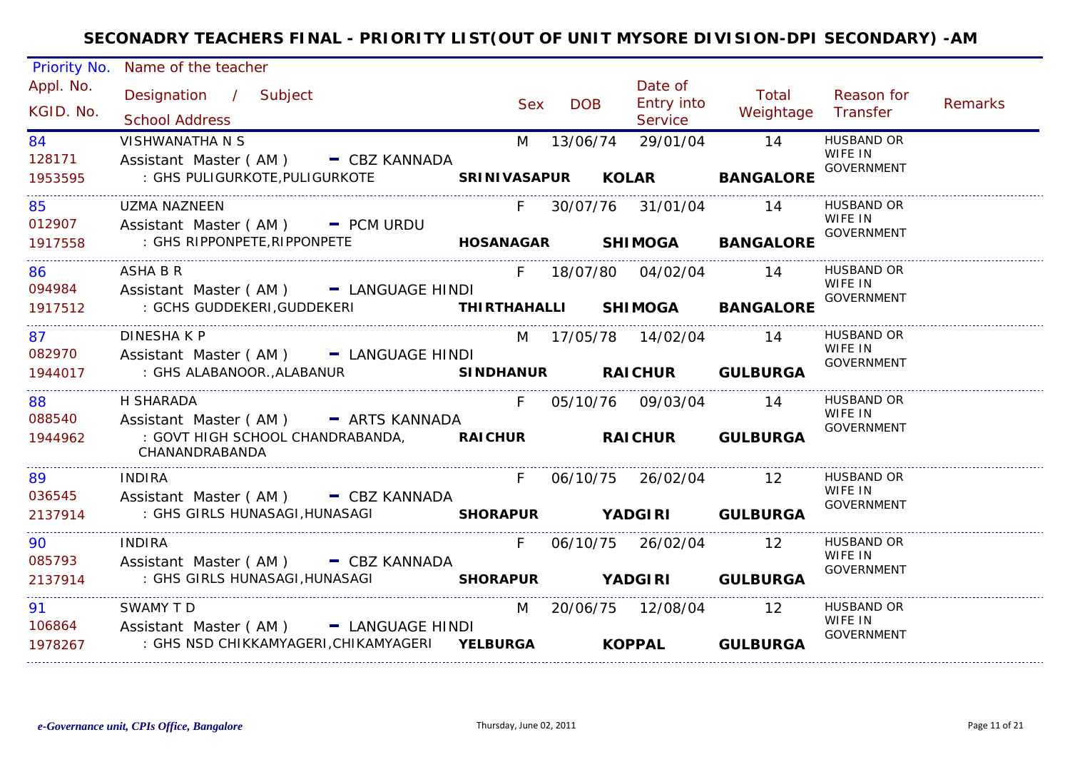# SECONADRY TEACHERS FINAL - PRIORITY LIST(OUT OF UNIT MYSORE DIVISION-DPI SECONDARY) -AM

| Priority No. / Appl. No. / KGID. No. | Name of the teacher / Designation / Subject / School Address | Sex | DOB | Date of Entry into Service | Total Weightage | Reason for Transfer | Remarks |
|---|---|---|---|---|---|---|---|
| 84<br>128171<br>1953595 | VISHWANATHA N S<br>Assistant Master ( AM ) - CBZ KANNADA<br>: GHS PULIGURKOTE,PULIGURKOTE **SRINIVASAPUR KOLAR BANGALORE** | M | 13/06/74 | 29/01/04 | 14 | HUSBAND OR WIFE IN GOVERNMENT | |
| 85<br>012907<br>1917558 | UZMA NAZNEEN<br>Assistant Master ( AM ) - PCM URDU<br>: GHS RIPPONPETE,RIPPONPETE **HOSANAGAR SHIMOGA BANGALORE** | F | 30/07/76 | 31/01/04 | 14 | HUSBAND OR WIFE IN GOVERNMENT | |
| 86<br>094984<br>1917512 | ASHA B R<br>Assistant Master ( AM ) - LANGUAGE HINDI<br>: GCHS GUDDEKERI,GUDDEKERI **THIRTHAHALLI SHIMOGA BANGALORE** | F | 18/07/80 | 04/02/04 | 14 | HUSBAND OR WIFE IN GOVERNMENT | |
| 87<br>082970<br>1944017 | DINESHA K P<br>Assistant Master ( AM ) - LANGUAGE HINDI<br>: GHS ALABANOOR.,ALABANUR **SINDHANUR RAICHUR GULBURGA** | M | 17/05/78 | 14/02/04 | 14 | HUSBAND OR WIFE IN GOVERNMENT | |
| 88<br>088540<br>1944962 | H SHARADA<br>Assistant Master ( AM ) - ARTS KANNADA<br>: GOVT HIGH SCHOOL CHANDRABANDA, CHANANDRABANDA **RAICHUR RAICHUR GULBURGA** | F | 05/10/76 | 09/03/04 | 14 | HUSBAND OR WIFE IN GOVERNMENT | |
| 89<br>036545<br>2137914 | INDIRA<br>Assistant Master ( AM ) - CBZ KANNADA<br>: GHS GIRLS HUNASAGI,HUNASAGI **SHORAPUR YADGIRI GULBURGA** | F | 06/10/75 | 26/02/04 | 12 | HUSBAND OR WIFE IN GOVERNMENT | |
| 90<br>085793<br>2137914 | INDIRA<br>Assistant Master ( AM ) - CBZ KANNADA<br>: GHS GIRLS HUNASAGI,HUNASAGI **SHORAPUR YADGIRI GULBURGA** | F | 06/10/75 | 26/02/04 | 12 | HUSBAND OR WIFE IN GOVERNMENT | |
| 91<br>106864<br>1978267 | SWAMY T D<br>Assistant Master ( AM ) - LANGUAGE HINDI<br>: GHS NSD CHIKKAMYAGERI,CHIKAMYAGERI **YELBURGA KOPPAL GULBURGA** | M | 20/06/75 | 12/08/04 | 12 | HUSBAND OR WIFE IN GOVERNMENT | |

*e-Governance unit, CPIs Office, Bangalore* Thursday, June 02, 2011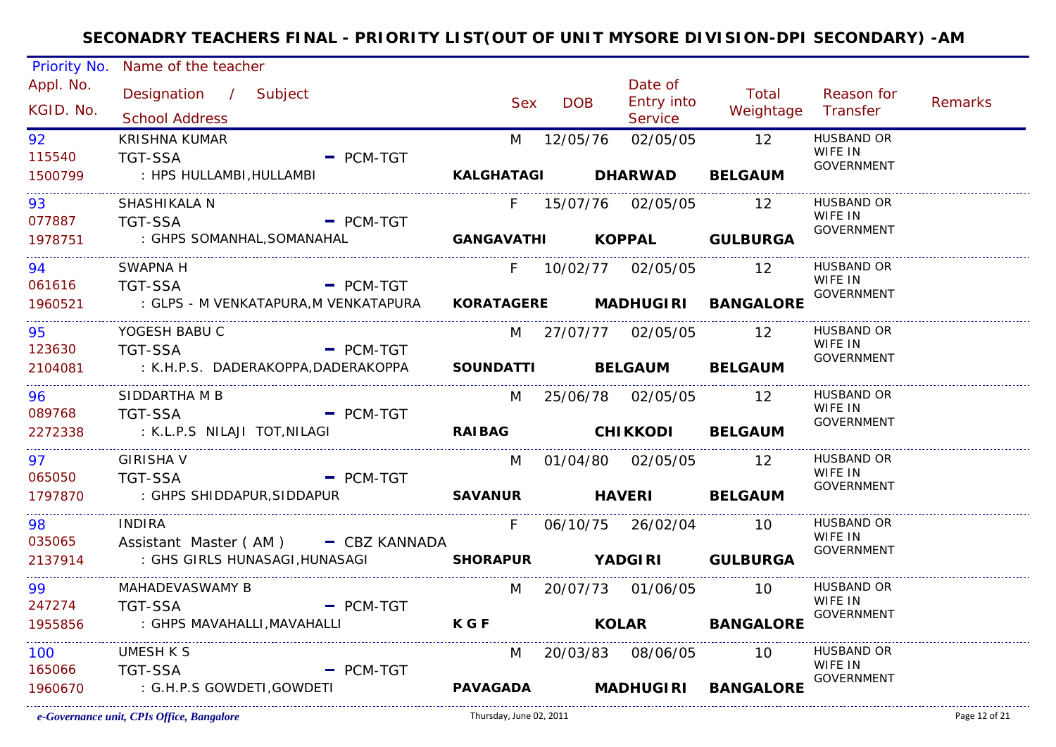# SECONADRY TEACHERS FINAL - PRIORITY LIST(OUT OF UNIT MYSORE DIVISION-DPI SECONDARY) -AM

| Priority No. / Appl. No. / KGID. No. | Name of the teacher / Designation / Subject / School Address | Sex | DOB | Date of Entry into Service | Total Weightage | Reason for Transfer | Remarks |
|---|---|---|---|---|---|---|---|
| 92 / 115540 / 1500799 | KRISHNA KUMAR / TGT-SSA - PCM-TGT / : HPS HULLAMBI,HULLAMBI / **KALGHATAGI** **DHARWAD** **BELGAUM** | M | 12/05/76 | 02/05/05 | 12 | HUSBAND OR WIFE IN GOVERNMENT | |
| 93 / 077887 / 1978751 | SHASHIKALA N / TGT-SSA - PCM-TGT / : GHPS SOMANHAL,SOMANAHAL / **GANGAVATHI** **KOPPAL** **GULBURGA** | F | 15/07/76 | 02/05/05 | 12 | HUSBAND OR WIFE IN GOVERNMENT | |
| 94 / 061616 / 1960521 | SWAPNA H / TGT-SSA - PCM-TGT / : GLPS - M VENKATAPURA,M VENKATAPURA / **KORATAGERE** **MADHUGIRI** **BANGALORE** | F | 10/02/77 | 02/05/05 | 12 | HUSBAND OR WIFE IN GOVERNMENT | |
| 95 / 123630 / 2104081 | YOGESH BABU C / TGT-SSA - PCM-TGT / : K.H.P.S. DADERAKOPPA,DADERAKOPPA / **SOUNDATTI** **BELGAUM** **BELGAUM** | M | 27/07/77 | 02/05/05 | 12 | HUSBAND OR WIFE IN GOVERNMENT | |
| 96 / 089768 / 2272338 | SIDDARTHA M B / TGT-SSA - PCM-TGT / : K.L.P.S NILAJI TOT,NILAGI / **RAIBAG** **CHIKKODI** **BELGAUM** | M | 25/06/78 | 02/05/05 | 12 | HUSBAND OR WIFE IN GOVERNMENT | |
| 97 / 065050 / 1797870 | GIRISHA V / TGT-SSA - PCM-TGT / : GHPS SHIDDAPUR,SIDDAPUR / **SAVANUR** **HAVERI** **BELGAUM** | M | 01/04/80 | 02/05/05 | 12 | HUSBAND OR WIFE IN GOVERNMENT | |
| 98 / 035065 / 2137914 | INDIRA / Assistant Master ( AM ) - CBZ KANNADA / : GHS GIRLS HUNASAGI,HUNASAGI / **SHORAPUR** **YADGIRI** **GULBURGA** | F | 06/10/75 | 26/02/04 | 10 | HUSBAND OR WIFE IN GOVERNMENT | |
| 99 / 247274 / 1955856 | MAHADEVASWAMY B / TGT-SSA - PCM-TGT / : GHPS MAVAHALLI,MAVAHALLI / **K G F** **KOLAR** **BANGALORE** | M | 20/07/73 | 01/06/05 | 10 | HUSBAND OR WIFE IN GOVERNMENT | |
| 100 / 165066 / 1960670 | UMESH K S / TGT-SSA - PCM-TGT / : G.H.P.S GOWDETI,GOWDETI / **PAVAGADA** **MADHUGIRI** **BANGALORE** | M | 20/03/83 | 08/06/05 | 10 | HUSBAND OR WIFE IN GOVERNMENT | |

*e-Governance unit, CPIs Office, Bangalore* — Thursday, June 02, 2011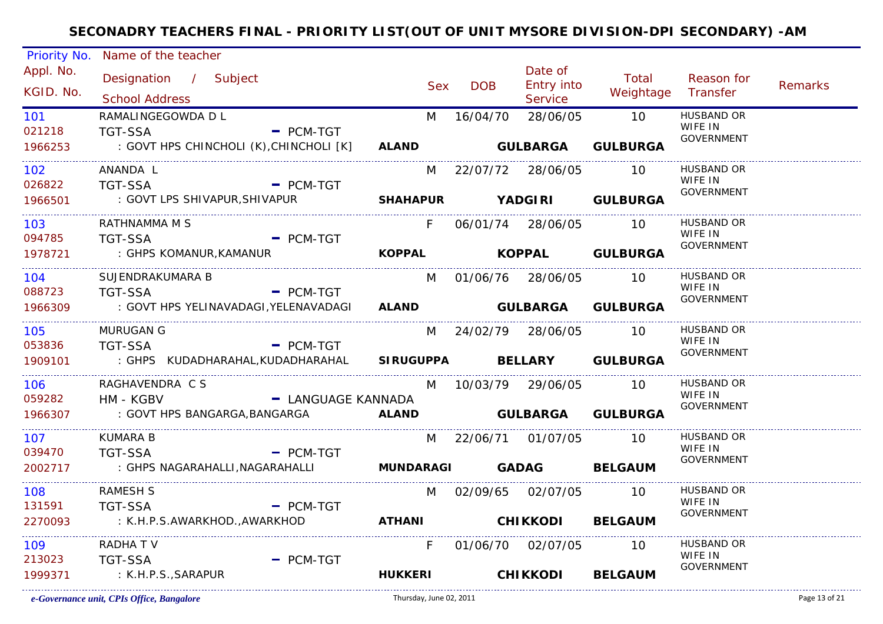# SECONADRY TEACHERS FINAL - PRIORITY LIST(OUT OF UNIT MYSORE DIVISION-DPI SECONDARY) -AM

| Priority No. / Appl. No. / KGID. No. | Name of the teacher / Designation / Subject / School Address | | | | Sex | DOB | Date of Entry into Service | Total Weightage | Reason for Transfer | Remarks |
|---|---|---|---|---|---|---|---|---|---|---|
| 101<br>021218<br>1966253 | RAMALINGEGOWDA D L<br>TGT-SSA - PCM-TGT<br>: GOVT HPS CHINCHOLI (K),CHINCHOLI [K] | ALAND | GULBARGA | GULBURGA | M | 16/04/70 | 28/06/05 | 10 | HUSBAND OR WIFE IN GOVERNMENT | |
| 102<br>026822<br>1966501 | ANANDA L<br>TGT-SSA - PCM-TGT<br>: GOVT LPS SHIVAPUR,SHIVAPUR | SHAHAPUR | YADGIRI | GULBURGA | M | 22/07/72 | 28/06/05 | 10 | HUSBAND OR WIFE IN GOVERNMENT | |
| 103<br>094785<br>1978721 | RATHNAMMA M S<br>TGT-SSA - PCM-TGT<br>: GHPS KOMANUR,KAMANUR | KOPPAL | KOPPAL | GULBURGA | F | 06/01/74 | 28/06/05 | 10 | HUSBAND OR WIFE IN GOVERNMENT | |
| 104<br>088723<br>1966309 | SUJENDRAKUMARA B<br>TGT-SSA - PCM-TGT<br>: GOVT HPS YELINAVADAGI,YELENAVADAGI | ALAND | GULBARGA | GULBURGA | M | 01/06/76 | 28/06/05 | 10 | HUSBAND OR WIFE IN GOVERNMENT | |
| 105<br>053836<br>1909101 | MURUGAN G<br>TGT-SSA - PCM-TGT<br>: GHPS KUDADHARAHAL,KUDADHARAHAL | SIRUGUPPA | BELLARY | GULBURGA | M | 24/02/79 | 28/06/05 | 10 | HUSBAND OR WIFE IN GOVERNMENT | |
| 106<br>059282<br>1966307 | RAGHAVENDRA C S<br>HM - KGBV - LANGUAGE KANNADA<br>: GOVT HPS BANGARGA,BANGARGA | ALAND | GULBARGA | GULBURGA | M | 10/03/79 | 29/06/05 | 10 | HUSBAND OR WIFE IN GOVERNMENT | |
| 107<br>039470<br>2002717 | KUMARA B<br>TGT-SSA - PCM-TGT<br>: GHPS NAGARAHALLI,NAGARAHALLI | MUNDARAGI | GADAG | BELGAUM | M | 22/06/71 | 01/07/05 | 10 | HUSBAND OR WIFE IN GOVERNMENT | |
| 108<br>131591<br>2270093 | RAMESH S<br>TGT-SSA - PCM-TGT<br>: K.H.P.S.AWARKHOD.,AWARKHOD | ATHANI | CHIKKODI | BELGAUM | M | 02/09/65 | 02/07/05 | 10 | HUSBAND OR WIFE IN GOVERNMENT | |
| 109<br>213023<br>1999371 | RADHA T V<br>TGT-SSA - PCM-TGT<br>: K.H.P.S.,SARAPUR | HUKKERI | CHIKKODI | BELGAUM | F | 01/06/70 | 02/07/05 | 10 | HUSBAND OR WIFE IN GOVERNMENT | |

*e-Governance unit, CPIs Office, Bangalore* — Thursday, June 02, 2011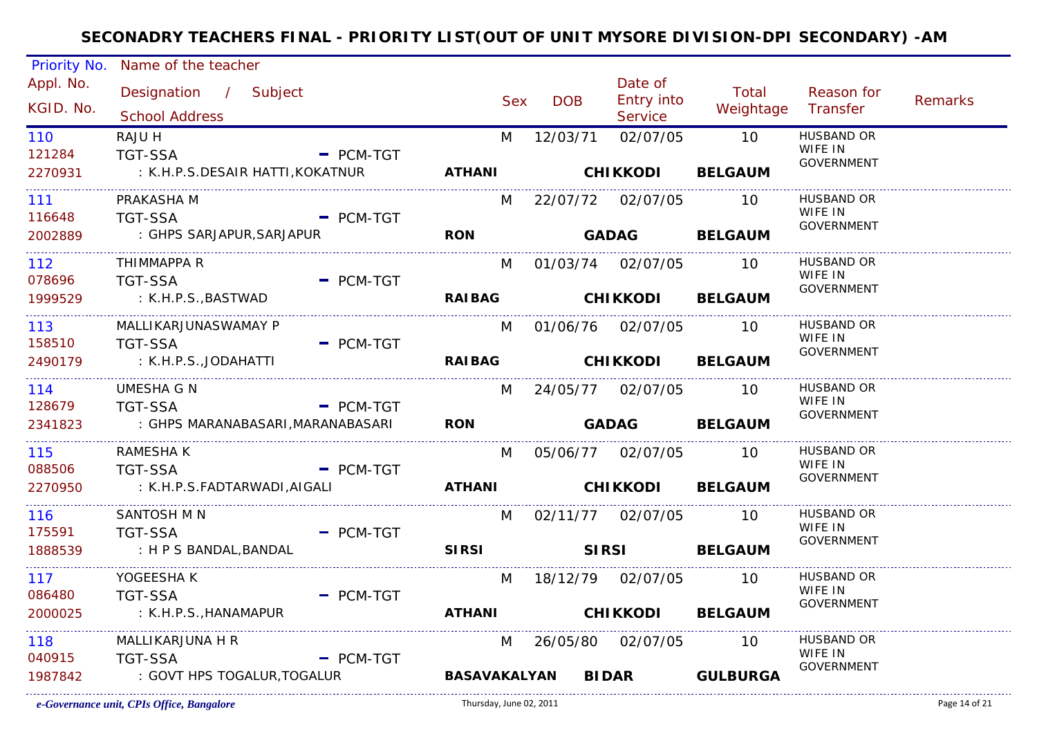# SECONADRY TEACHERS FINAL - PRIORITY LIST(OUT OF UNIT MYSORE DIVISION-DPI SECONDARY) -AM

| Priority No. / Appl. No. / KGID. No. | Name of the teacher / Designation / Subject / School Address | | | | Sex | DOB | Date of Entry into Service | Total Weightage | Reason for Transfer | Remarks |
|---|---|---|---|---|---|---|---|---|---|---|
| 110<br>121284<br>2270931 | RAJU H<br>TGT-SSA - PCM-TGT<br>: K.H.P.S.DESAIR HATTI,KOKATNUR | **ATHANI** | **CHIKKODI** | **BELGAUM** | M | 12/03/71 | 02/07/05 | 10 | HUSBAND OR WIFE IN GOVERNMENT | |
| 111<br>116648<br>2002889 | PRAKASHA M<br>TGT-SSA - PCM-TGT<br>: GHPS SARJAPUR,SARJAPUR | **RON** | **GADAG** | **BELGAUM** | M | 22/07/72 | 02/07/05 | 10 | HUSBAND OR WIFE IN GOVERNMENT | |
| 112<br>078696<br>1999529 | THIMMAPPA R<br>TGT-SSA - PCM-TGT<br>: K.H.P.S.,BASTWAD | **RAIBAG** | **CHIKKODI** | **BELGAUM** | M | 01/03/74 | 02/07/05 | 10 | HUSBAND OR WIFE IN GOVERNMENT | |
| 113<br>158510<br>2490179 | MALLIKARJUNASWAMAY P<br>TGT-SSA - PCM-TGT<br>: K.H.P.S.,JODAHATTI | **RAIBAG** | **CHIKKODI** | **BELGAUM** | M | 01/06/76 | 02/07/05 | 10 | HUSBAND OR WIFE IN GOVERNMENT | |
| 114<br>128679<br>2341823 | UMESHA G N<br>TGT-SSA - PCM-TGT<br>: GHPS MARANABASARI,MARANABASARI | **RON** | **GADAG** | **BELGAUM** | M | 24/05/77 | 02/07/05 | 10 | HUSBAND OR WIFE IN GOVERNMENT | |
| 115<br>088506<br>2270950 | RAMESHA K<br>TGT-SSA - PCM-TGT<br>: K.H.P.S.FADTARWADI,AIGALI | **ATHANI** | **CHIKKODI** | **BELGAUM** | M | 05/06/77 | 02/07/05 | 10 | HUSBAND OR WIFE IN GOVERNMENT | |
| 116<br>175591<br>1888539 | SANTOSH M N<br>TGT-SSA - PCM-TGT<br>: H P S BANDAL,BANDAL | **SIRSI** | **SIRSI** | **BELGAUM** | M | 02/11/77 | 02/07/05 | 10 | HUSBAND OR WIFE IN GOVERNMENT | |
| 117<br>086480<br>2000025 | YOGEESHA K<br>TGT-SSA - PCM-TGT<br>: K.H.P.S.,HANAMAPUR | **ATHANI** | **CHIKKODI** | **BELGAUM** | M | 18/12/79 | 02/07/05 | 10 | HUSBAND OR WIFE IN GOVERNMENT | |
| 118<br>040915<br>1987842 | MALLIKARJUNA H R<br>TGT-SSA - PCM-TGT<br>: GOVT HPS TOGALUR,TOGALUR | **BASAVAKALYAN** | **BIDAR** | **GULBURGA** | M | 26/05/80 | 02/07/05 | 10 | HUSBAND OR WIFE IN GOVERNMENT | |

*e-Governance unit, CPIs Office, Bangalore* — Thursday, June 02, 2011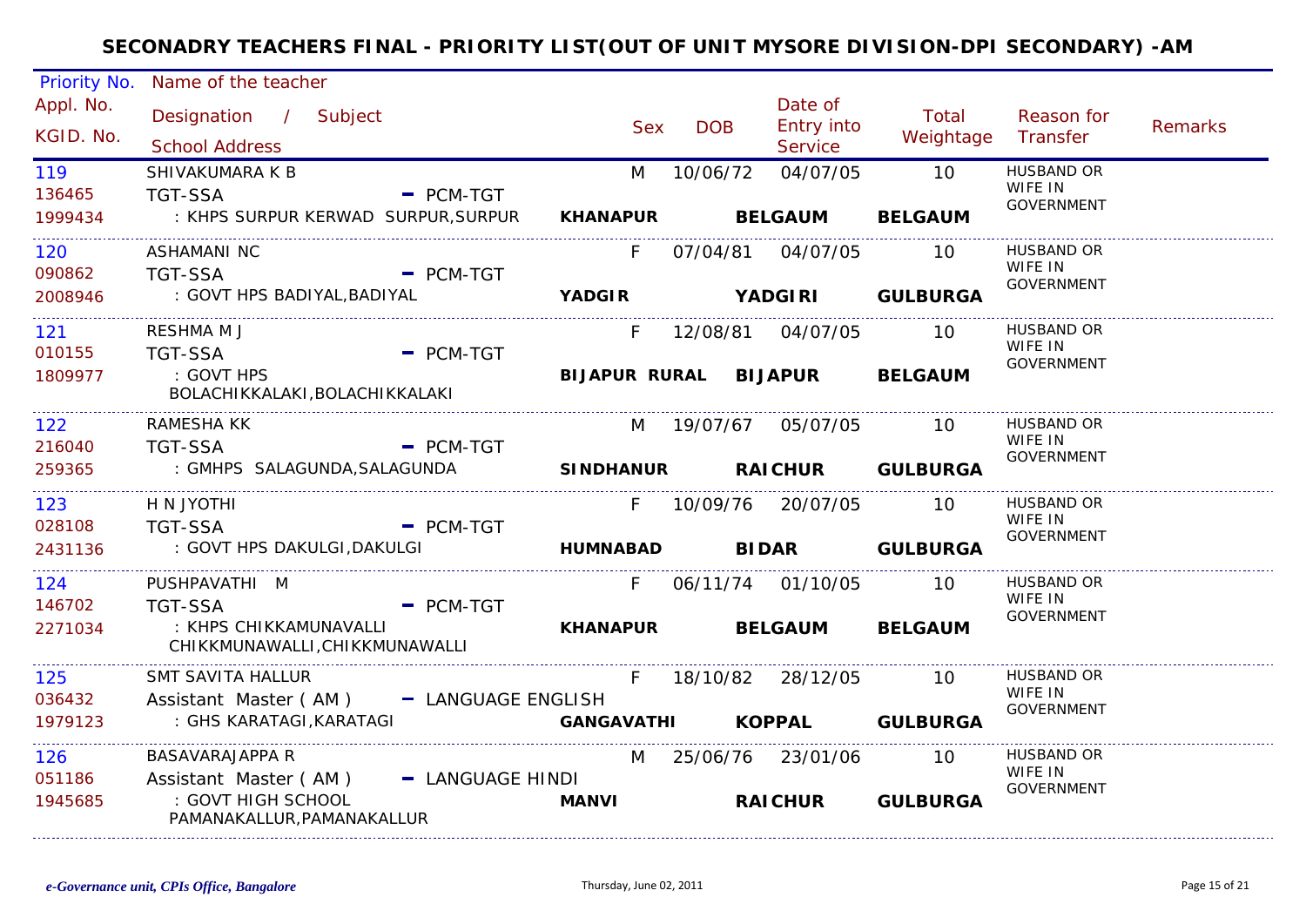# SECONADRY TEACHERS FINAL - PRIORITY LIST(OUT OF UNIT MYSORE DIVISION-DPI SECONDARY) -AM

| Priority No. / Appl. No. / KGID. No. | Name of the teacher / Designation / Subject / School Address | Sex | DOB | Date of Entry into Service | Total Weightage | Reason for Transfer | Remarks |
|---|---|---|---|---|---|---|---|
| 119 / 136465 / 1999434 | SHIVAKUMARA K B / TGT-SSA - PCM-TGT / : KHPS SURPUR KERWAD SURPUR,SURPUR **KHANAPUR BELGAUM BELGAUM** | M | 10/06/72 | 04/07/05 | 10 | HUSBAND OR WIFE IN GOVERNMENT | |
| 120 / 090862 / 2008946 | ASHAMANI NC / TGT-SSA - PCM-TGT / : GOVT HPS BADIYAL,BADIYAL **YADGIR YADGIRI GULBURGA** | F | 07/04/81 | 04/07/05 | 10 | HUSBAND OR WIFE IN GOVERNMENT | |
| 121 / 010155 / 1809977 | RESHMA M J / TGT-SSA - PCM-TGT / : GOVT HPS BOLACHIKKALAKI,BOLACHIKKALAKI **BIJAPUR RURAL BIJAPUR BELGAUM** | F | 12/08/81 | 04/07/05 | 10 | HUSBAND OR WIFE IN GOVERNMENT | |
| 122 / 216040 / 259365 | RAMESHA KK / TGT-SSA - PCM-TGT / : GMHPS SALAGUNDA,SALAGUNDA **SINDHANUR RAICHUR GULBURGA** | M | 19/07/67 | 05/07/05 | 10 | HUSBAND OR WIFE IN GOVERNMENT | |
| 123 / 028108 / 2431136 | H N JYOTHI / TGT-SSA - PCM-TGT / : GOVT HPS DAKULGI,DAKULGI **HUMNABAD BIDAR GULBURGA** | F | 10/09/76 | 20/07/05 | 10 | HUSBAND OR WIFE IN GOVERNMENT | |
| 124 / 146702 / 2271034 | PUSHPAVATHI M / TGT-SSA - PCM-TGT / : KHPS CHIKKAMUNAVALLI CHIKKMUNAWALLI,CHIKKMUNAWALLI **KHANAPUR BELGAUM BELGAUM** | F | 06/11/74 | 01/10/05 | 10 | HUSBAND OR WIFE IN GOVERNMENT | |
| 125 / 036432 / 1979123 | SMT SAVITA HALLUR / Assistant Master ( AM ) - LANGUAGE ENGLISH / : GHS KARATAGI,KARATAGI **GANGAVATHI KOPPAL GULBURGA** | F | 18/10/82 | 28/12/05 | 10 | HUSBAND OR WIFE IN GOVERNMENT | |
| 126 / 051186 / 1945685 | BASAVARAJAPPA R / Assistant Master ( AM ) - LANGUAGE HINDI / : GOVT HIGH SCHOOL PAMANAKALLUR,PAMANAKALLUR **MANVI RAICHUR GULBURGA** | M | 25/06/76 | 23/01/06 | 10 | HUSBAND OR WIFE IN GOVERNMENT | |

*e-Governance unit, CPIs Office, Bangalore* Thursday, June 02, 2011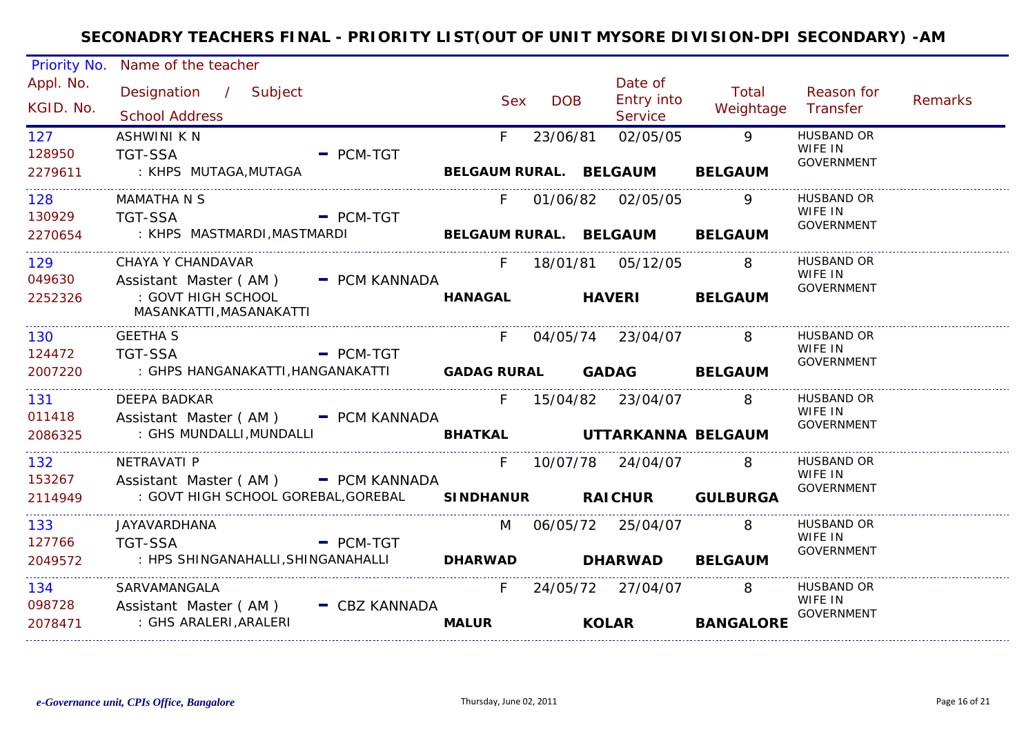# SECONADRY TEACHERS FINAL - PRIORITY LIST(OUT OF UNIT MYSORE DIVISION-DPI SECONDARY) -AM

| Priority No. / Appl. No. / KGID. No. | Name of the teacher / Designation / Subject / School Address | Sex | DOB | Date of Entry into Service | Total Weightage | Reason for Transfer | Remarks |
|---|---|---|---|---|---|---|---|
| 127<br>128950<br>2279611 | ASHWINI K N<br>TGT-SSA - PCM-TGT<br>: KHPS MUTAGA,MUTAGA<br>**BELGAUM RURAL. BELGAUM BELGAUM** | F | 23/06/81 | 02/05/05 | 9 | HUSBAND OR WIFE IN GOVERNMENT | |
| 128<br>130929<br>2270654 | MAMATHA N S<br>TGT-SSA - PCM-TGT<br>: KHPS MASTMARDI,MASTMARDI<br>**BELGAUM RURAL. BELGAUM BELGAUM** | F | 01/06/82 | 02/05/05 | 9 | HUSBAND OR WIFE IN GOVERNMENT | |
| 129<br>049630<br>2252326 | CHAYA Y CHANDAVAR<br>Assistant Master ( AM ) - PCM KANNADA<br>: GOVT HIGH SCHOOL MASANKATTI,MASANAKATTI<br>**HANAGAL HAVERI BELGAUM** | F | 18/01/81 | 05/12/05 | 8 | HUSBAND OR WIFE IN GOVERNMENT | |
| 130<br>124472<br>2007220 | GEETHA S<br>TGT-SSA - PCM-TGT<br>: GHPS HANGANAKATTI,HANGANAKATTI<br>**GADAG RURAL GADAG BELGAUM** | F | 04/05/74 | 23/04/07 | 8 | HUSBAND OR WIFE IN GOVERNMENT | |
| 131<br>011418<br>2086325 | DEEPA BADKAR<br>Assistant Master ( AM ) - PCM KANNADA<br>: GHS MUNDALLI,MUNDALLI<br>**BHATKAL UTTARKANNA BELGAUM** | F | 15/04/82 | 23/04/07 | 8 | HUSBAND OR WIFE IN GOVERNMENT | |
| 132<br>153267<br>2114949 | NETRAVATI P<br>Assistant Master ( AM ) - PCM KANNADA<br>: GOVT HIGH SCHOOL GOREBAL,GOREBAL<br>**SINDHANUR RAICHUR GULBURGA** | F | 10/07/78 | 24/04/07 | 8 | HUSBAND OR WIFE IN GOVERNMENT | |
| 133<br>127766<br>2049572 | JAYAVARDHANA<br>TGT-SSA - PCM-TGT<br>: HPS SHINGANAHALLI,SHINGANAHALLI<br>**DHARWAD DHARWAD BELGAUM** | M | 06/05/72 | 25/04/07 | 8 | HUSBAND OR WIFE IN GOVERNMENT | |
| 134<br>098728<br>2078471 | SARVAMANGALA<br>Assistant Master ( AM ) - CBZ KANNADA<br>: GHS ARALERI,ARALERI<br>**MALUR KOLAR BANGALORE** | F | 24/05/72 | 27/04/07 | 8 | HUSBAND OR WIFE IN GOVERNMENT | |

*e-Governance unit, CPIs Office, Bangalore* Thursday, June 02, 2011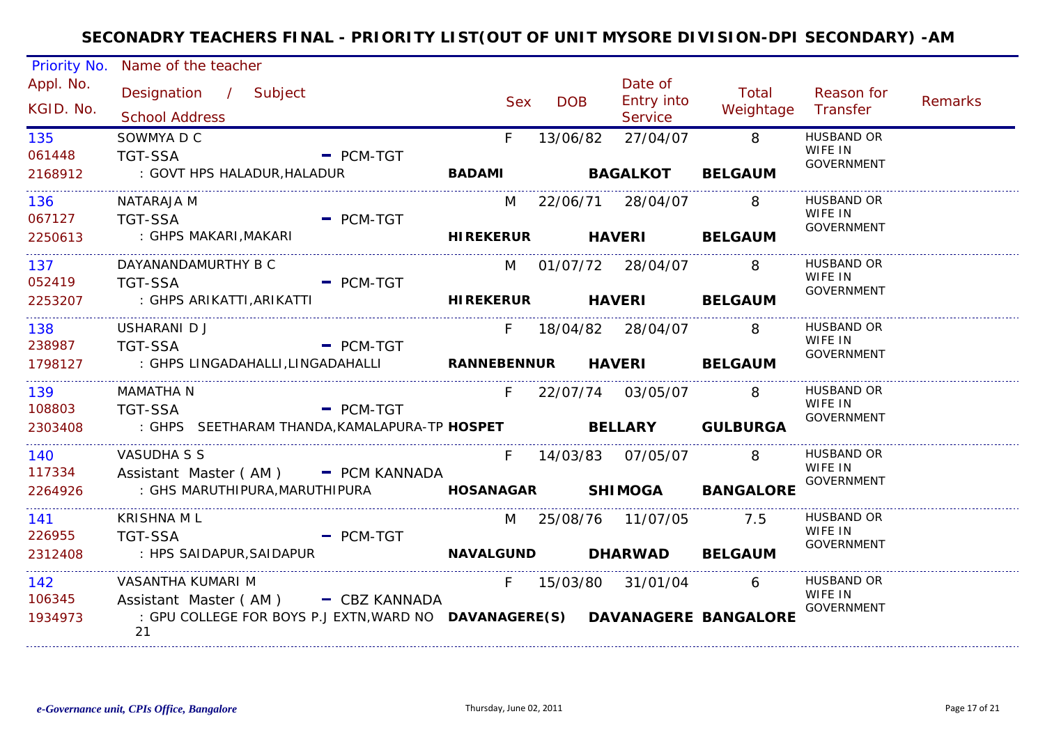# SECONADRY TEACHERS FINAL - PRIORITY LIST(OUT OF UNIT MYSORE DIVISION-DPI SECONDARY) -AM

| Priority No. / Appl. No. / KGID. No. | Name of the teacher / Designation / Subject / School Address | Sex | DOB | Date of Entry into Service | Total Weightage | Reason for Transfer | Remarks |
|---|---|---|---|---|---|---|---|
| 135<br>061448<br>2168912 | SOWMYA D C<br>TGT-SSA - PCM-TGT<br>: GOVT HPS HALADUR,HALADUR **BADAMI** **BAGALKOT** **BELGAUM** | F | 13/06/82 | 27/04/07 | 8 | HUSBAND OR WIFE IN GOVERNMENT | |
| 136<br>067127<br>2250613 | NATARAJA M<br>TGT-SSA - PCM-TGT<br>: GHPS MAKARI,MAKARI **HIREKERUR** **HAVERI** **BELGAUM** | M | 22/06/71 | 28/04/07 | 8 | HUSBAND OR WIFE IN GOVERNMENT | |
| 137<br>052419<br>2253207 | DAYANANDAMURTHY B C<br>TGT-SSA - PCM-TGT<br>: GHPS ARIKATTI,ARIKATTI **HIREKERUR** **HAVERI** **BELGAUM** | M | 01/07/72 | 28/04/07 | 8 | HUSBAND OR WIFE IN GOVERNMENT | |
| 138<br>238987<br>1798127 | USHARANI D J<br>TGT-SSA - PCM-TGT<br>: GHPS LINGADAHALLI,LINGADAHALLI **RANNEBENNUR** **HAVERI** **BELGAUM** | F | 18/04/82 | 28/04/07 | 8 | HUSBAND OR WIFE IN GOVERNMENT | |
| 139<br>108803<br>2303408 | MAMATHA N<br>TGT-SSA - PCM-TGT<br>: GHPS SEETHARAM THANDA,KAMALAPURA-TP **HOSPET** **BELLARY** **GULBURGA** | F | 22/07/74 | 03/05/07 | 8 | HUSBAND OR WIFE IN GOVERNMENT | |
| 140<br>117334<br>2264926 | VASUDHA S S<br>Assistant Master ( AM ) - PCM KANNADA<br>: GHS MARUTHIPURA,MARUTHIPURA **HOSANAGAR** **SHIMOGA** **BANGALORE** | F | 14/03/83 | 07/05/07 | 8 | HUSBAND OR WIFE IN GOVERNMENT | |
| 141<br>226955<br>2312408 | KRISHNA M L<br>TGT-SSA - PCM-TGT<br>: HPS SAIDAPUR,SAIDAPUR **NAVALGUND** **DHARWAD** **BELGAUM** | M | 25/08/76 | 11/07/05 | 7.5 | HUSBAND OR WIFE IN GOVERNMENT | |
| 142<br>106345<br>1934973 | VASANTHA KUMARI M<br>Assistant Master ( AM ) - CBZ KANNADA<br>: GPU COLLEGE FOR BOYS P.J EXTN,WARD NO 21 **DAVANAGERE(S)** **DAVANAGERE** **BANGALORE** | F | 15/03/80 | 31/01/04 | 6 | HUSBAND OR WIFE IN GOVERNMENT | |

*e-Governance unit, CPIs Office, Bangalore* — Thursday, June 02, 2011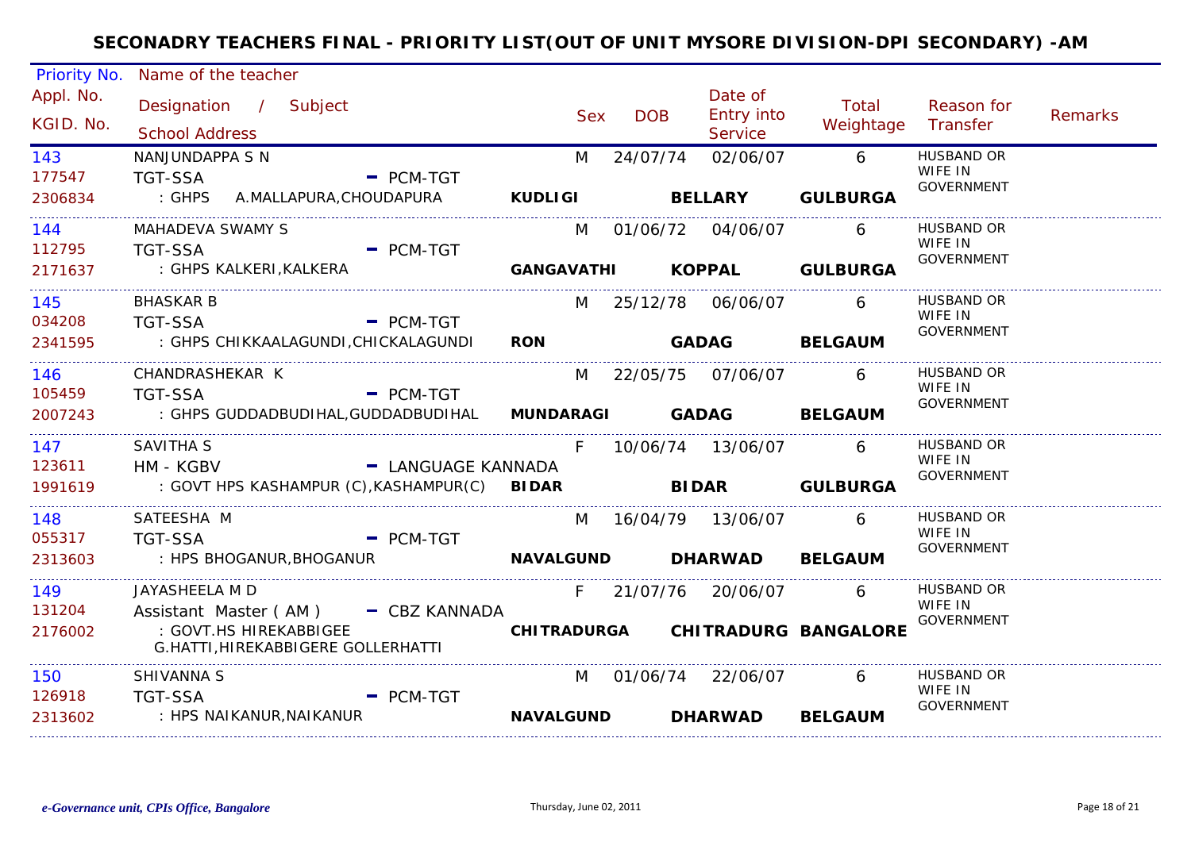# SECONADRY TEACHERS FINAL - PRIORITY LIST(OUT OF UNIT MYSORE DIVISION-DPI SECONDARY) -AM

| Priority No. / Appl. No. / KGID. No. | Name of the teacher / Designation / Subject / School Address | Sex | DOB | Date of Entry into Service | Total Weightage | Reason for Transfer | Remarks |
|---|---|---|---|---|---|---|---|
| 143 / 177547 / 2306834 | NANJUNDAPPA S N / TGT-SSA - PCM-TGT / : GHPS A.MALLAPURA,CHOUDAPURA / **KUDLIGI** **BELLARY** **GULBURGA** | M | 24/07/74 | 02/06/07 | 6 | HUSBAND OR WIFE IN GOVERNMENT | |
| 144 / 112795 / 2171637 | MAHADEVA SWAMY S / TGT-SSA - PCM-TGT / : GHPS KALKERI,KALKERA / **GANGAVATHI** **KOPPAL** **GULBURGA** | M | 01/06/72 | 04/06/07 | 6 | HUSBAND OR WIFE IN GOVERNMENT | |
| 145 / 034208 / 2341595 | BHASKAR B / TGT-SSA - PCM-TGT / : GHPS CHIKKAALAGUNDI,CHICKALAGUNDI / **RON** **GADAG** **BELGAUM** | M | 25/12/78 | 06/06/07 | 6 | HUSBAND OR WIFE IN GOVERNMENT | |
| 146 / 105459 / 2007243 | CHANDRASHEKAR K / TGT-SSA - PCM-TGT / : GHPS GUDDADBUDIHAL,GUDDADBUDIHAL / **MUNDARAGI** **GADAG** **BELGAUM** | M | 22/05/75 | 07/06/07 | 6 | HUSBAND OR WIFE IN GOVERNMENT | |
| 147 / 123611 / 1991619 | SAVITHA S / HM - KGBV - LANGUAGE KANNADA / : GOVT HPS KASHAMPUR (C),KASHAMPUR(C) / **BIDAR** **BIDAR** **GULBURGA** | F | 10/06/74 | 13/06/07 | 6 | HUSBAND OR WIFE IN GOVERNMENT | |
| 148 / 055317 / 2313603 | SATEESHA M / TGT-SSA - PCM-TGT / : HPS BHOGANUR,BHOGANUR / **NAVALGUND** **DHARWAD** **BELGAUM** | M | 16/04/79 | 13/06/07 | 6 | HUSBAND OR WIFE IN GOVERNMENT | |
| 149 / 131204 / 2176002 | JAYASHEELA M D / Assistant Master ( AM ) - CBZ KANNADA / : GOVT.HS HIREKABBIGEE G.HATTI,HIREKABBIGERE GOLLERHATTI / **CHITRADURGA** **CHITRADURG** **BANGALORE** | F | 21/07/76 | 20/06/07 | 6 | HUSBAND OR WIFE IN GOVERNMENT | |
| 150 / 126918 / 2313602 | SHIVANNA S / TGT-SSA - PCM-TGT / : HPS NAIKANUR,NAIKANUR / **NAVALGUND** **DHARWAD** **BELGAUM** | M | 01/06/74 | 22/06/07 | 6 | HUSBAND OR WIFE IN GOVERNMENT | |

*e-Governance unit, CPIs Office, Bangalore* Thursday, June 02, 2011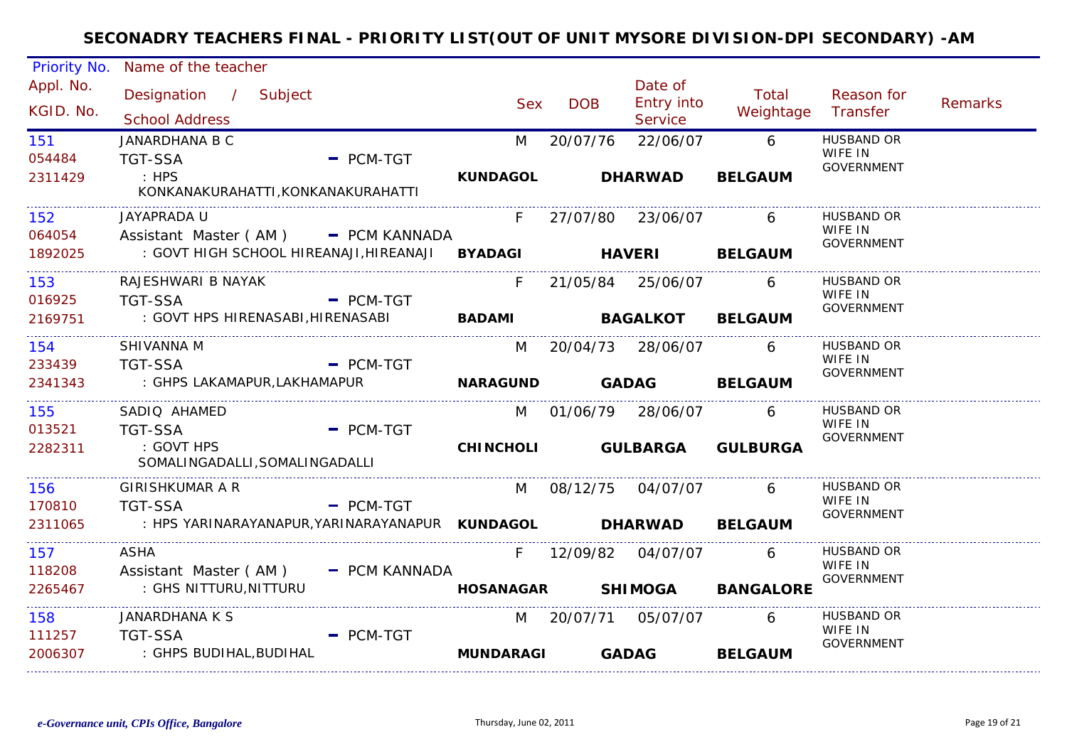# SECONADRY TEACHERS FINAL - PRIORITY LIST(OUT OF UNIT MYSORE DIVISION-DPI SECONDARY) -AM

| Priority No. / Appl. No. / KGID. No. | Name of the teacher / Designation / Subject / School Address | Sex | DOB | Date of Entry into Service | Total Weightage | Reason for Transfer | Remarks |
|---|---|---|---|---|---|---|---|
| 151<br>054484<br>2311429 | JANARDHANA B C<br>TGT-SSA - PCM-TGT<br>: HPS KONKANAKURAHATTI,KONKANAKURAHATTI<br>**KUNDAGOL** **DHARWAD** **BELGAUM** | M | 20/07/76 | 22/06/07 | 6 | HUSBAND OR WIFE IN GOVERNMENT | |
| 152<br>064054<br>1892025 | JAYAPRADA U<br>Assistant Master ( AM ) - PCM KANNADA<br>: GOVT HIGH SCHOOL HIREANAJI,HIREANAJI<br>**BYADAGI** **HAVERI** **BELGAUM** | F | 27/07/80 | 23/06/07 | 6 | HUSBAND OR WIFE IN GOVERNMENT | |
| 153<br>016925<br>2169751 | RAJESHWARI B NAYAK<br>TGT-SSA - PCM-TGT<br>: GOVT HPS HIRENASABI,HIRENASABI<br>**BADAMI** **BAGALKOT** **BELGAUM** | F | 21/05/84 | 25/06/07 | 6 | HUSBAND OR WIFE IN GOVERNMENT | |
| 154<br>233439<br>2341343 | SHIVANNA M<br>TGT-SSA - PCM-TGT<br>: GHPS LAKAMAPUR,LAKHAMAPUR<br>**NARAGUND** **GADAG** **BELGAUM** | M | 20/04/73 | 28/06/07 | 6 | HUSBAND OR WIFE IN GOVERNMENT | |
| 155<br>013521<br>2282311 | SADIQ AHAMED<br>TGT-SSA - PCM-TGT<br>: GOVT HPS SOMALINGADALLI,SOMALINGADALLI<br>**CHINCHOLI** **GULBARGA** **GULBURGA** | M | 01/06/79 | 28/06/07 | 6 | HUSBAND OR WIFE IN GOVERNMENT | |
| 156<br>170810<br>2311065 | GIRISHKUMAR A R<br>TGT-SSA - PCM-TGT<br>: HPS YARINARAYANAPUR,YARINARAYANAPUR<br>**KUNDAGOL** **DHARWAD** **BELGAUM** | M | 08/12/75 | 04/07/07 | 6 | HUSBAND OR WIFE IN GOVERNMENT | |
| 157<br>118208<br>2265467 | ASHA<br>Assistant Master ( AM ) - PCM KANNADA<br>: GHS NITTURU,NITTURU<br>**HOSANAGAR** **SHIMOGA** **BANGALORE** | F | 12/09/82 | 04/07/07 | 6 | HUSBAND OR WIFE IN GOVERNMENT | |
| 158<br>111257<br>2006307 | JANARDHANA K S<br>TGT-SSA - PCM-TGT<br>: GHPS BUDIHAL,BUDIHAL<br>**MUNDARAGI** **GADAG** **BELGAUM** | M | 20/07/71 | 05/07/07 | 6 | HUSBAND OR WIFE IN GOVERNMENT | |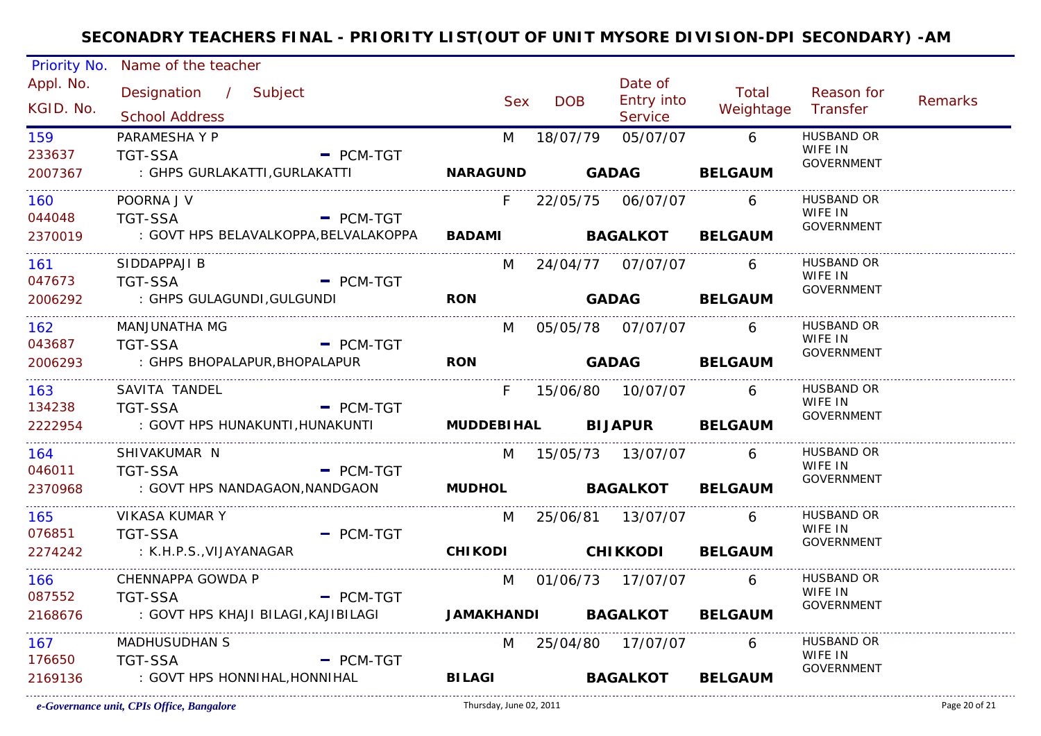## SECONADRY TEACHERS FINAL - PRIORITY LIST(OUT OF UNIT MYSORE DIVISION-DPI SECONDARY) -AM

| Priority No. / Appl. No. / KGID. No. | Name of the teacher / Designation / Subject / School Address | | | Sex | DOB | Date of Entry into Service | Total Weightage | Reason for Transfer | Remarks |
|---|---|---|---|---|---|---|---|---|---|
| 159 / 233637 / 2007367 | PARAMESHA Y P / TGT-SSA - PCM-TGT / : GHPS GURLAKATTI,GURLAKATTI | NARAGUND | GADAG | M | 18/07/79 | 05/07/07 | 6 BELGAUM | HUSBAND OR WIFE IN GOVERNMENT | |
| 160 / 044048 / 2370019 | POORNA J V / TGT-SSA - PCM-TGT / : GOVT HPS BELAVALKOPPA,BELVALAKOPPA | BADAMI | BAGALKOT | F | 22/05/75 | 06/07/07 | 6 BELGAUM | HUSBAND OR WIFE IN GOVERNMENT | |
| 161 / 047673 / 2006292 | SIDDAPPAJI B / TGT-SSA - PCM-TGT / : GHPS GULAGUNDI,GULGUNDI | RON | GADAG | M | 24/04/77 | 07/07/07 | 6 BELGAUM | HUSBAND OR WIFE IN GOVERNMENT | |
| 162 / 043687 / 2006293 | MANJUNATHA MG / TGT-SSA - PCM-TGT / : GHPS BHOPALAPUR,BHOPALAPUR | RON | GADAG | M | 05/05/78 | 07/07/07 | 6 BELGAUM | HUSBAND OR WIFE IN GOVERNMENT | |
| 163 / 134238 / 2222954 | SAVITA TANDEL / TGT-SSA - PCM-TGT / : GOVT HPS HUNAKUNTI,HUNAKUNTI | MUDDEBIHAL | BIJAPUR | F | 15/06/80 | 10/07/07 | 6 BELGAUM | HUSBAND OR WIFE IN GOVERNMENT | |
| 164 / 046011 / 2370968 | SHIVAKUMAR N / TGT-SSA - PCM-TGT / : GOVT HPS NANDAGAON,NANDGAON | MUDHOL | BAGALKOT | M | 15/05/73 | 13/07/07 | 6 BELGAUM | HUSBAND OR WIFE IN GOVERNMENT | |
| 165 / 076851 / 2274242 | VIKASA KUMAR Y / TGT-SSA - PCM-TGT / : K.H.P.S.,VIJAYANAGAR | CHIKODI | CHIKKODI | M | 25/06/81 | 13/07/07 | 6 BELGAUM | HUSBAND OR WIFE IN GOVERNMENT | |
| 166 / 087552 / 2168676 | CHENNAPPA GOWDA P / TGT-SSA - PCM-TGT / : GOVT HPS KHAJI BILAGI,KAJIBILAGI | JAMAKHANDI | BAGALKOT | M | 01/06/73 | 17/07/07 | 6 BELGAUM | HUSBAND OR WIFE IN GOVERNMENT | |
| 167 / 176650 / 2169136 | MADHUSUDHAN S / TGT-SSA - PCM-TGT / : GOVT HPS HONNIHAL,HONNIHAL | BILAGI | BAGALKOT | M | 25/04/80 | 17/07/07 | 6 BELGAUM | HUSBAND OR WIFE IN GOVERNMENT | |

*e-Governance unit, CPIs Office, Bangalore* Thursday, June 02, 2011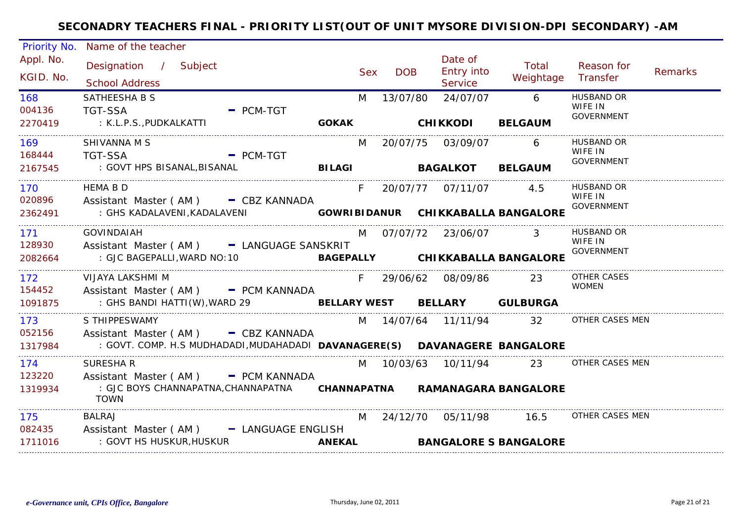# SECONADRY TEACHERS FINAL - PRIORITY LIST(OUT OF UNIT MYSORE DIVISION-DPI SECONDARY) -AM

| Priority No. / Appl. No. / KGID. No. | Name of the teacher / Designation / Subject / School Address | | Sex | DOB | Date of Entry into Service | Total Weightage | Reason for Transfer | Remarks |
|---|---|---|---|---|---|---|---|---|
| 168 / 004136 / 2270419 | SATHEESHA B S / TGT-SSA - PCM-TGT / : K.L.P.S.,PUDKALKATTI | GOKAK | M | 13/07/80 | 24/07/07 CHIKKODI | 6 BELGAUM | HUSBAND OR WIFE IN GOVERNMENT | |
| 169 / 168444 / 2167545 | SHIVANNA M S / TGT-SSA - PCM-TGT / : GOVT HPS BISANAL,BISANAL | BILAGI | M | 20/07/75 | 03/09/07 BAGALKOT | 6 BELGAUM | HUSBAND OR WIFE IN GOVERNMENT | |
| 170 / 020896 / 2362491 | HEMA B D / Assistant Master ( AM ) - CBZ KANNADA / : GHS KADALAVENI,KADALAVENI | GOWRIBIDANUR | F | 20/07/77 | 07/11/07 CHIKKABALLA | 4.5 BANGALORE | HUSBAND OR WIFE IN GOVERNMENT | |
| 171 / 128930 / 2082664 | GOVINDAIAH / Assistant Master ( AM ) - LANGUAGE SANSKRIT / : GJC BAGEPALLI,WARD NO:10 | BAGEPALLY | M | 07/07/72 | 23/06/07 CHIKKABALLA | 3 BANGALORE | HUSBAND OR WIFE IN GOVERNMENT | |
| 172 / 154452 / 1091875 | VIJAYA LAKSHMI M / Assistant Master ( AM ) - PCM KANNADA / : GHS BANDI HATTI(W),WARD 29 | BELLARY WEST | F | 29/06/62 | 08/09/86 BELLARY | 23 GULBURGA | OTHER CASES WOMEN | |
| 173 / 052156 / 1317984 | S THIPPESWAMY / Assistant Master ( AM ) - CBZ KANNADA / : GOVT. COMP. H.S MUDHADADI,MUDAHADADI | DAVANAGERE(S) | M | 14/07/64 | 11/11/94 DAVANAGERE | 32 BANGALORE | OTHER CASES MEN | |
| 174 / 123220 / 1319934 | SURESHA R / Assistant Master ( AM ) - PCM KANNADA / : GJC BOYS CHANNAPATNA,CHANNAPATNA TOWN | CHANNAPATNA | M | 10/03/63 | 10/11/94 RAMANAGARA | 23 BANGALORE | OTHER CASES MEN | |
| 175 / 082435 / 1711016 | BALRAJ / Assistant Master ( AM ) - LANGUAGE ENGLISH / : GOVT HS HUSKUR,HUSKUR | ANEKAL | M | 24/12/70 | 05/11/98 BANGALORE S | 16.5 BANGALORE | OTHER CASES MEN | |

*e-Governance unit, CPIs Office, Bangalore* — Thursday, June 02, 2011